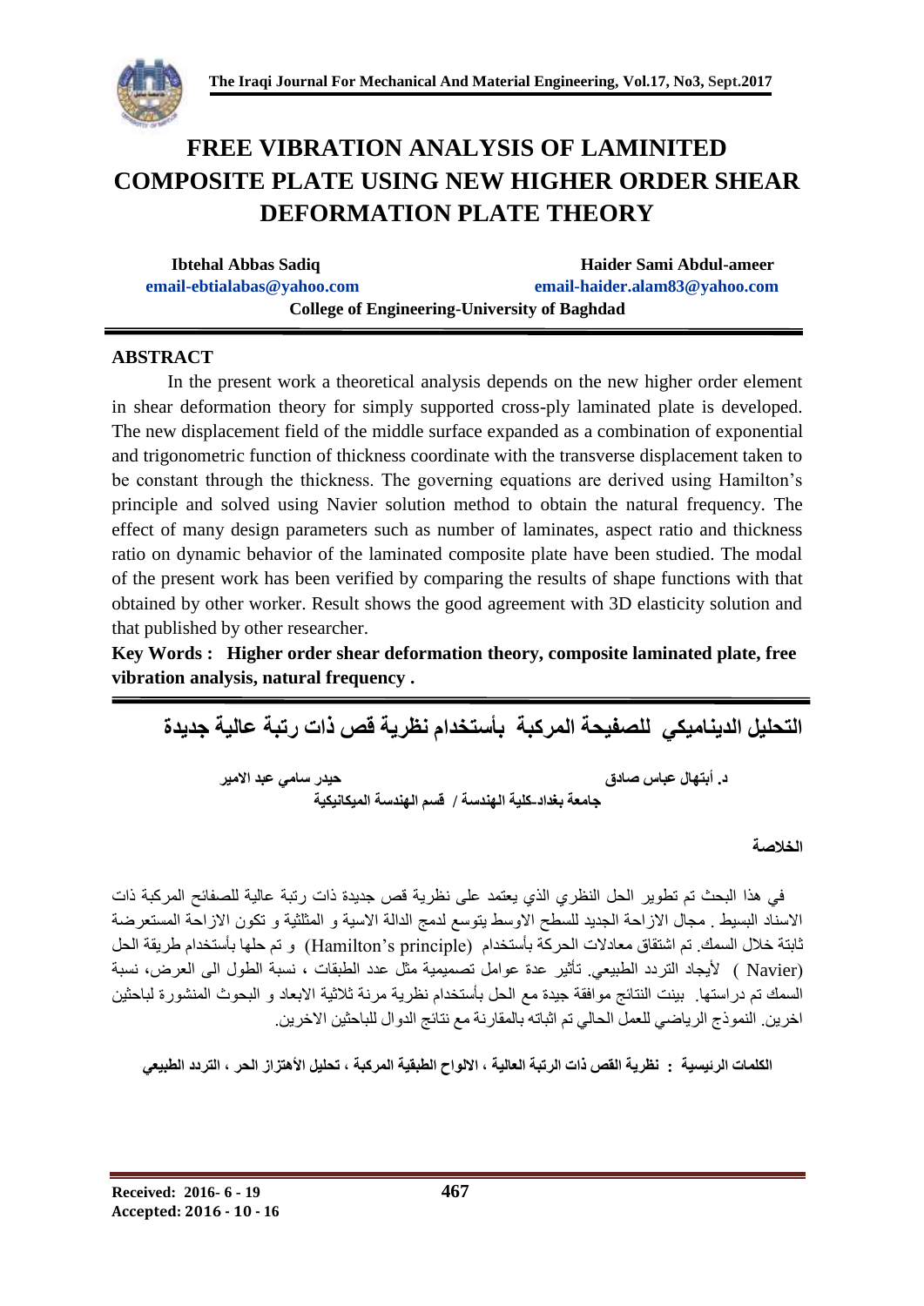# FREE VIBRATION ANALYSIS OF LAMINITED COMPOSITE PLATE USING NEW HIGHER ORDER SHEAR DEFORMATION PLATE THEORY

**Ibtehal Abbas Sadiq**
**email-ebtialabas@yahoo.com**

**Haider Sami Abdul-ameer**
**email-haider.alam83@yahoo.com**

**College of Engineering-University of Baghdad**

## ABSTRACT

In the present work a theoretical analysis depends on the new higher order element in shear deformation theory for simply supported cross-ply laminated plate is developed. The new displacement field of the middle surface expanded as a combination of exponential and trigonometric function of thickness coordinate with the transverse displacement taken to be constant through the thickness. The governing equations are derived using Hamilton's principle and solved using Navier solution method to obtain the natural frequency. The effect of many design parameters such as number of laminates, aspect ratio and thickness ratio on dynamic behavior of the laminated composite plate have been studied. The modal of the present work has been verified by comparing the results of shape functions with that obtained by other worker. Result shows the good agreement with 3D elasticity solution and that published by other researcher.

**Key Words : Higher order shear deformation theory, composite laminated plate, free vibration analysis, natural frequency .**

# التحليل الديناميكي للصفيحة المركبة بأستخدام نظرية قص ذات رتبة عالية جديدة

**د. أبتهال عباس صادق** &nbsp;&nbsp;&nbsp;&nbsp; **حيدر سامي عبد الامير**

**جامعة بغداد-كلية الهندسة / قسم الهندسة الميكانيكية**

## الخلاصة

في هذا البحث تم تطوير الحل النظري الذي يعتمد على نظرية قص جديدة ذات رتبة عالية للصفائح المركبة ذات الاسناد البسيط . مجال الازاحة الجديد للسطح الاوسط يتوسع لدمج الدالة الاسية و المثلثية و تكون الازاحة المستعرضة ثابتة خلال السمك. تم اشتقاق معادلات الحركة بأستخدام (Hamilton's principle) و تم حلها بأستخدام طريقة الحل (Navier ) لأيجاد التردد الطبيعي. تأثير عدة عوامل تصميمية مثل عدد الطبقات ، نسبة الطول الى العرض، نسبة السمك تم دراستها. بينت النتائج موافقة جيدة مع الحل بأستخدام نظرية مرنة ثلاثية الابعاد و البحوث المنشورة لباحثين اخرين. النموذج الرياضي للعمل الحالي تم اثباته بالمقارنة مع نتائج الدوال للباحثين الاخرين.

**الكلمات الرئيسية : نظرية القص ذات الرتبة العالية ، الالواح الطبقية المركبة ، تحليل الأهتزاز الحر ، التردد الطبيعي**

**Received: 2016- 6 - 19**
**Accepted: 2016 - 10 - 16**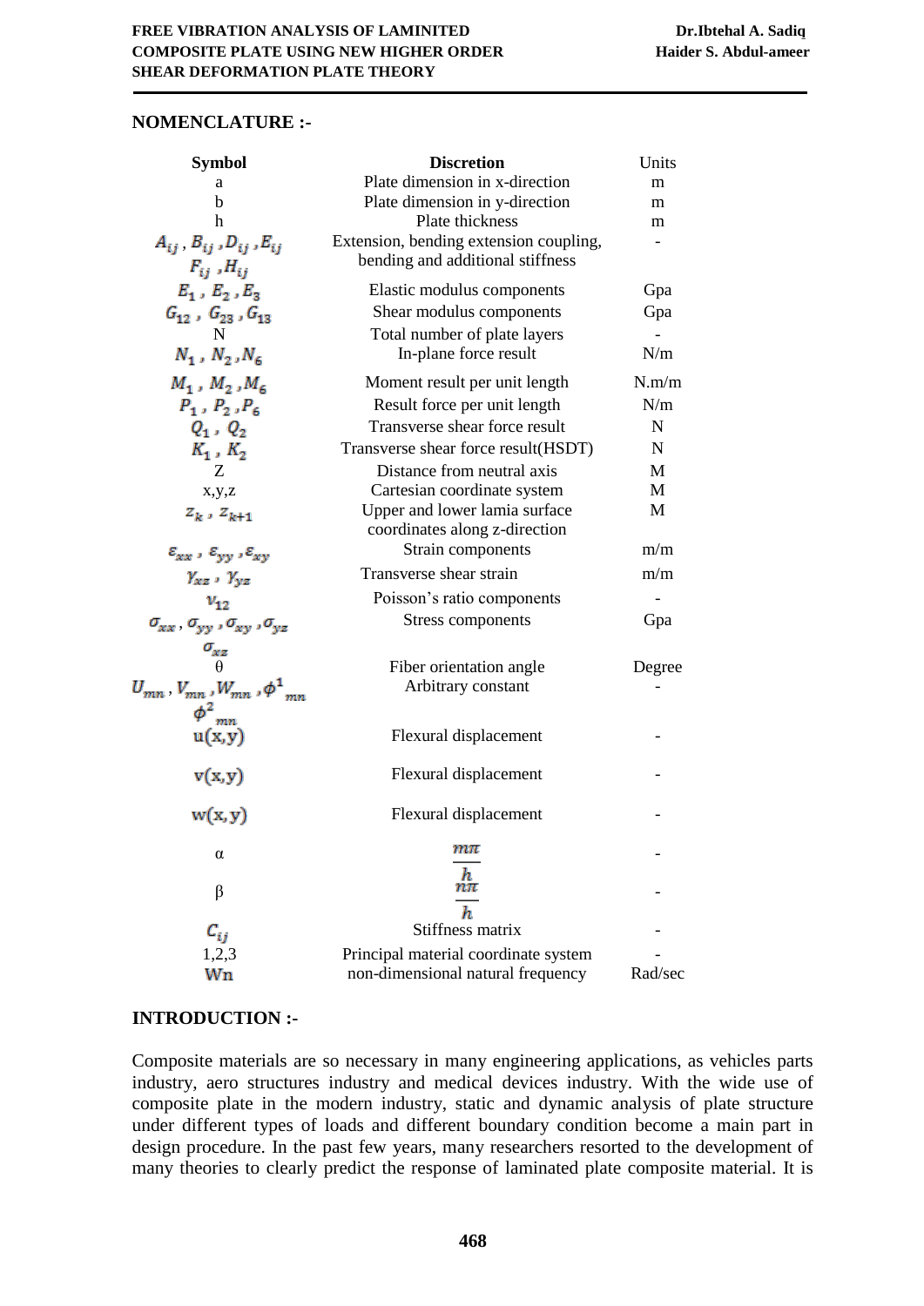## NOMENCLATURE :-

| Symbol | Discretion | Units |
|---|---|---|
| a | Plate dimension in x-direction | m |
| b | Plate dimension in y-direction | m |
| h | Plate thickness | m |
| $A_{ij}$ , $B_{ij}$ , $D_{ij}$ , $E_{ij}$ $F_{ij}$ , $H_{ij}$ | Extension, bending extension coupling, bending and additional stiffness | - |
| $E_1$ , $E_2$ , $E_3$ | Elastic modulus components | Gpa |
| $G_{12}$ , $G_{23}$ , $G_{13}$ | Shear modulus components | Gpa |
| N | Total number of plate layers | - |
| $N_1$ , $N_2$ , $N_6$ | In-plane force result | N/m |
| $M_1$ , $M_2$ , $M_6$ | Moment result per unit length | N.m/m |
| $P_1$ , $P_2$ , $P_6$ | Result force per unit length | N/m |
| $Q_1$ , $Q_2$ | Transverse shear force result | N |
| $K_1$ , $K_2$ | Transverse shear force result(HSDT) | N |
| Z | Distance from neutral axis | M |
| x,y,z | Cartesian coordinate system | M |
| $z_k$ , $z_{k+1}$ | Upper and lower lamia surface coordinates along z-direction | M |
| $\varepsilon_{xx}$ , $\varepsilon_{yy}$ , $\varepsilon_{xy}$ | Strain components | m/m |
| $\gamma_{xz}$ , $\gamma_{yz}$ | Transverse shear strain | m/m |
| $\nu_{12}$ | Poisson's ratio components | - |
| $\sigma_{xx}$ , $\sigma_{yy}$ , $\sigma_{xy}$ , $\sigma_{yz}$ $\sigma_{xz}$ | Stress components | Gpa |
| θ | Fiber orientation angle | Degree |
| $U_{mn}$ , $V_{mn}$ , $W_{mn}$ , $\phi^1{}_{mn}$ $\phi^2{}_{mn}$ | Arbitrary constant | - |
| $u(x,y)$ | Flexural displacement | - |
| $v(x,y)$ | Flexural displacement | - |
| $w(x,y)$ | Flexural displacement | - |
| α | $\frac{m\pi}{h}$ | - |
| β | $\frac{n\pi}{h}$ | - |
| $C_{ij}$ | Stiffness matrix | - |
| 1,2,3 | Principal material coordinate system | - |
| Wn | non-dimensional natural frequency | Rad/sec |

## INTRODUCTION :-

Composite materials are so necessary in many engineering applications, as vehicles parts industry, aero structures industry and medical devices industry. With the wide use of composite plate in the modern industry, static and dynamic analysis of plate structure under different types of loads and different boundary condition become a main part in design procedure. In the past few years, many researchers resorted to the development of many theories to clearly predict the response of laminated plate composite material. It is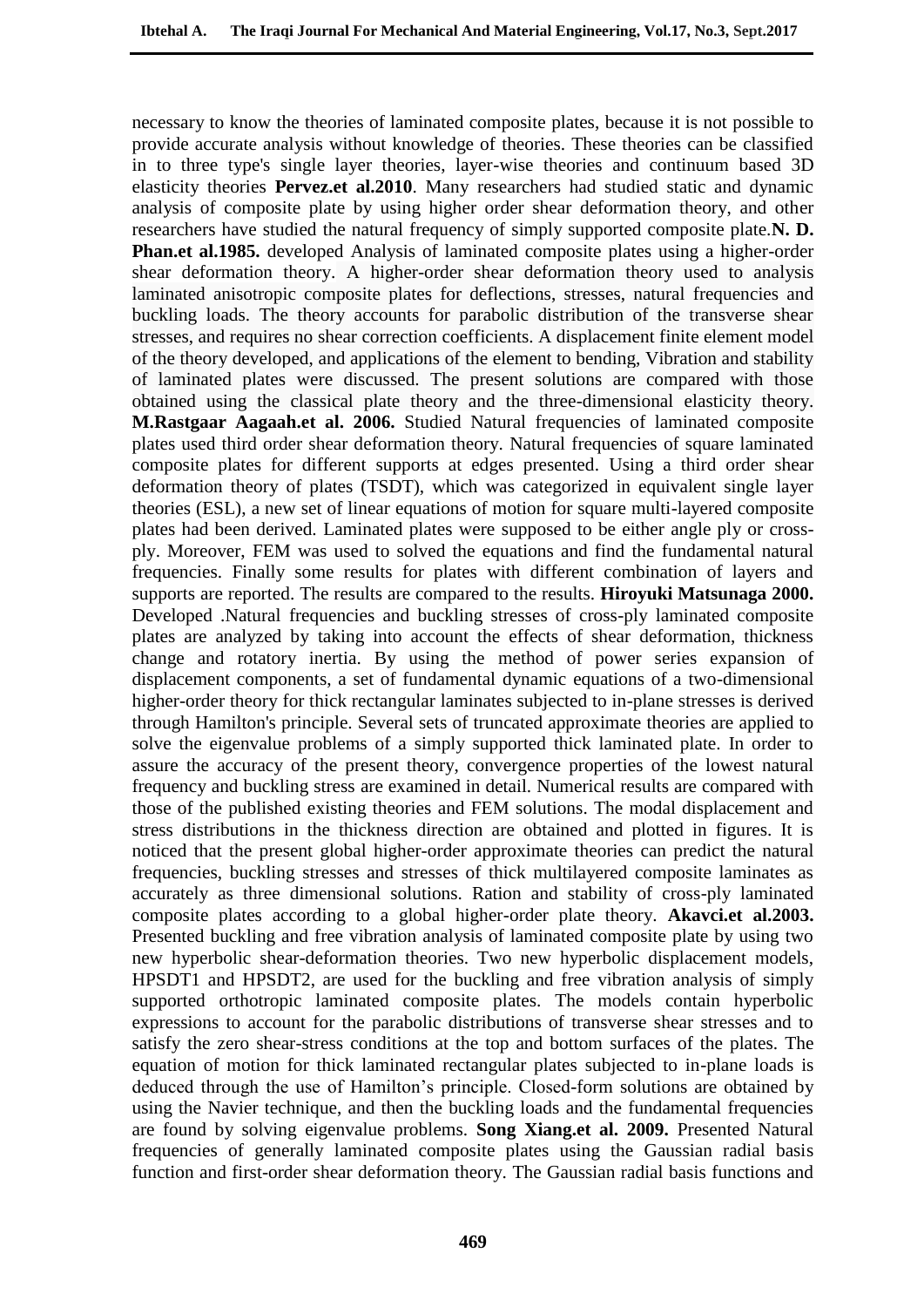necessary to know the theories of laminated composite plates, because it is not possible to provide accurate analysis without knowledge of theories. These theories can be classified in to three type's single layer theories, layer-wise theories and continuum based 3D elasticity theories **Pervez.et al.2010**. Many researchers had studied static and dynamic analysis of composite plate by using higher order shear deformation theory, and other researchers have studied the natural frequency of simply supported composite plate.**N. D. Phan.et al.1985.** developed Analysis of laminated composite plates using a higher-order shear deformation theory. A higher-order shear deformation theory used to analysis laminated anisotropic composite plates for deflections, stresses, natural frequencies and buckling loads. The theory accounts for parabolic distribution of the transverse shear stresses, and requires no shear correction coefficients. A displacement finite element model of the theory developed, and applications of the element to bending, Vibration and stability of laminated plates were discussed. The present solutions are compared with those obtained using the classical plate theory and the three-dimensional elasticity theory. **M.Rastgaar Aagaah.et al. 2006.** Studied Natural frequencies of laminated composite plates used third order shear deformation theory. Natural frequencies of square laminated composite plates for different supports at edges presented. Using a third order shear deformation theory of plates (TSDT), which was categorized in equivalent single layer theories (ESL), a new set of linear equations of motion for square multi-layered composite plates had been derived. Laminated plates were supposed to be either angle ply or cross-ply. Moreover, FEM was used to solved the equations and find the fundamental natural frequencies. Finally some results for plates with different combination of layers and supports are reported. The results are compared to the results. **Hiroyuki Matsunaga 2000.** Developed .Natural frequencies and buckling stresses of cross-ply laminated composite plates are analyzed by taking into account the effects of shear deformation, thickness change and rotatory inertia. By using the method of power series expansion of displacement components, a set of fundamental dynamic equations of a two-dimensional higher-order theory for thick rectangular laminates subjected to in-plane stresses is derived through Hamilton's principle. Several sets of truncated approximate theories are applied to solve the eigenvalue problems of a simply supported thick laminated plate. In order to assure the accuracy of the present theory, convergence properties of the lowest natural frequency and buckling stress are examined in detail. Numerical results are compared with those of the published existing theories and FEM solutions. The modal displacement and stress distributions in the thickness direction are obtained and plotted in figures. It is noticed that the present global higher-order approximate theories can predict the natural frequencies, buckling stresses and stresses of thick multilayered composite laminates as accurately as three dimensional solutions. Ration and stability of cross-ply laminated composite plates according to a global higher-order plate theory. **Akavci.et al.2003.** Presented buckling and free vibration analysis of laminated composite plate by using two new hyperbolic shear-deformation theories. Two new hyperbolic displacement models, HPSDT1 and HPSDT2, are used for the buckling and free vibration analysis of simply supported orthotropic laminated composite plates. The models contain hyperbolic expressions to account for the parabolic distributions of transverse shear stresses and to satisfy the zero shear-stress conditions at the top and bottom surfaces of the plates. The equation of motion for thick laminated rectangular plates subjected to in-plane loads is deduced through the use of Hamilton's principle. Closed-form solutions are obtained by using the Navier technique, and then the buckling loads and the fundamental frequencies are found by solving eigenvalue problems. **Song Xiang.et al. 2009.** Presented Natural frequencies of generally laminated composite plates using the Gaussian radial basis function and first-order shear deformation theory. The Gaussian radial basis functions and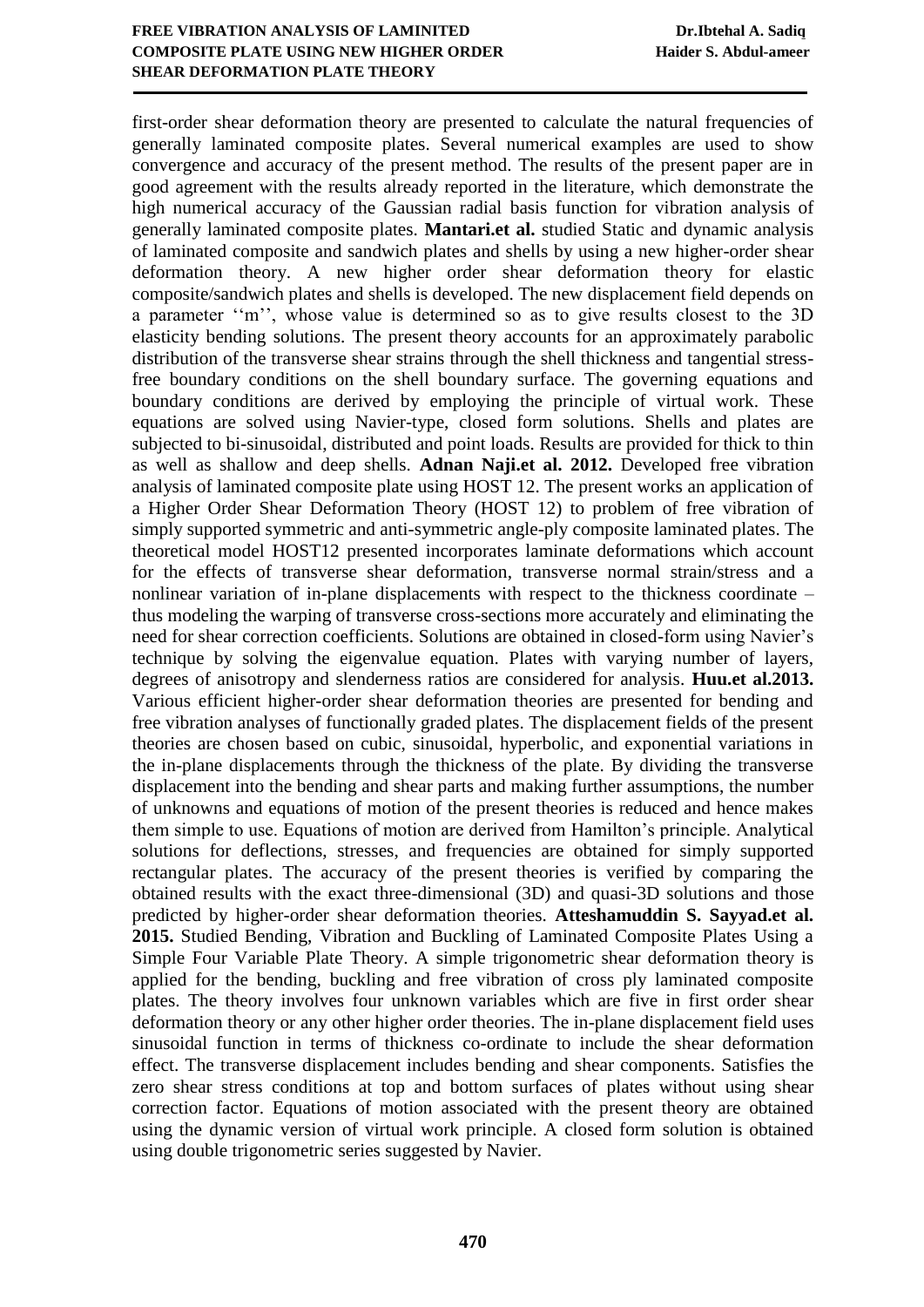first-order shear deformation theory are presented to calculate the natural frequencies of generally laminated composite plates. Several numerical examples are used to show convergence and accuracy of the present method. The results of the present paper are in good agreement with the results already reported in the literature, which demonstrate the high numerical accuracy of the Gaussian radial basis function for vibration analysis of generally laminated composite plates. **Mantari.et al.** studied Static and dynamic analysis of laminated composite and sandwich plates and shells by using a new higher-order shear deformation theory. A new higher order shear deformation theory for elastic composite/sandwich plates and shells is developed. The new displacement field depends on a parameter ''m'', whose value is determined so as to give results closest to the 3D elasticity bending solutions. The present theory accounts for an approximately parabolic distribution of the transverse shear strains through the shell thickness and tangential stress-free boundary conditions on the shell boundary surface. The governing equations and boundary conditions are derived by employing the principle of virtual work. These equations are solved using Navier-type, closed form solutions. Shells and plates are subjected to bi-sinusoidal, distributed and point loads. Results are provided for thick to thin as well as shallow and deep shells. **Adnan Naji.et al. 2012.** Developed free vibration analysis of laminated composite plate using HOST 12. The present works an application of a Higher Order Shear Deformation Theory (HOST 12) to problem of free vibration of simply supported symmetric and anti-symmetric angle-ply composite laminated plates. The theoretical model HOST12 presented incorporates laminate deformations which account for the effects of transverse shear deformation, transverse normal strain/stress and a nonlinear variation of in-plane displacements with respect to the thickness coordinate – thus modeling the warping of transverse cross-sections more accurately and eliminating the need for shear correction coefficients. Solutions are obtained in closed-form using Navier's technique by solving the eigenvalue equation. Plates with varying number of layers, degrees of anisotropy and slenderness ratios are considered for analysis. **Huu.et al.2013.** Various efficient higher-order shear deformation theories are presented for bending and free vibration analyses of functionally graded plates. The displacement fields of the present theories are chosen based on cubic, sinusoidal, hyperbolic, and exponential variations in the in-plane displacements through the thickness of the plate. By dividing the transverse displacement into the bending and shear parts and making further assumptions, the number of unknowns and equations of motion of the present theories is reduced and hence makes them simple to use. Equations of motion are derived from Hamilton's principle. Analytical solutions for deflections, stresses, and frequencies are obtained for simply supported rectangular plates. The accuracy of the present theories is verified by comparing the obtained results with the exact three-dimensional (3D) and quasi-3D solutions and those predicted by higher-order shear deformation theories. **Atteshamuddin S. Sayyad.et al. 2015.** Studied Bending, Vibration and Buckling of Laminated Composite Plates Using a Simple Four Variable Plate Theory. A simple trigonometric shear deformation theory is applied for the bending, buckling and free vibration of cross ply laminated composite plates. The theory involves four unknown variables which are five in first order shear deformation theory or any other higher order theories. The in-plane displacement field uses sinusoidal function in terms of thickness co-ordinate to include the shear deformation effect. The transverse displacement includes bending and shear components. Satisfies the zero shear stress conditions at top and bottom surfaces of plates without using shear correction factor. Equations of motion associated with the present theory are obtained using the dynamic version of virtual work principle. A closed form solution is obtained using double trigonometric series suggested by Navier.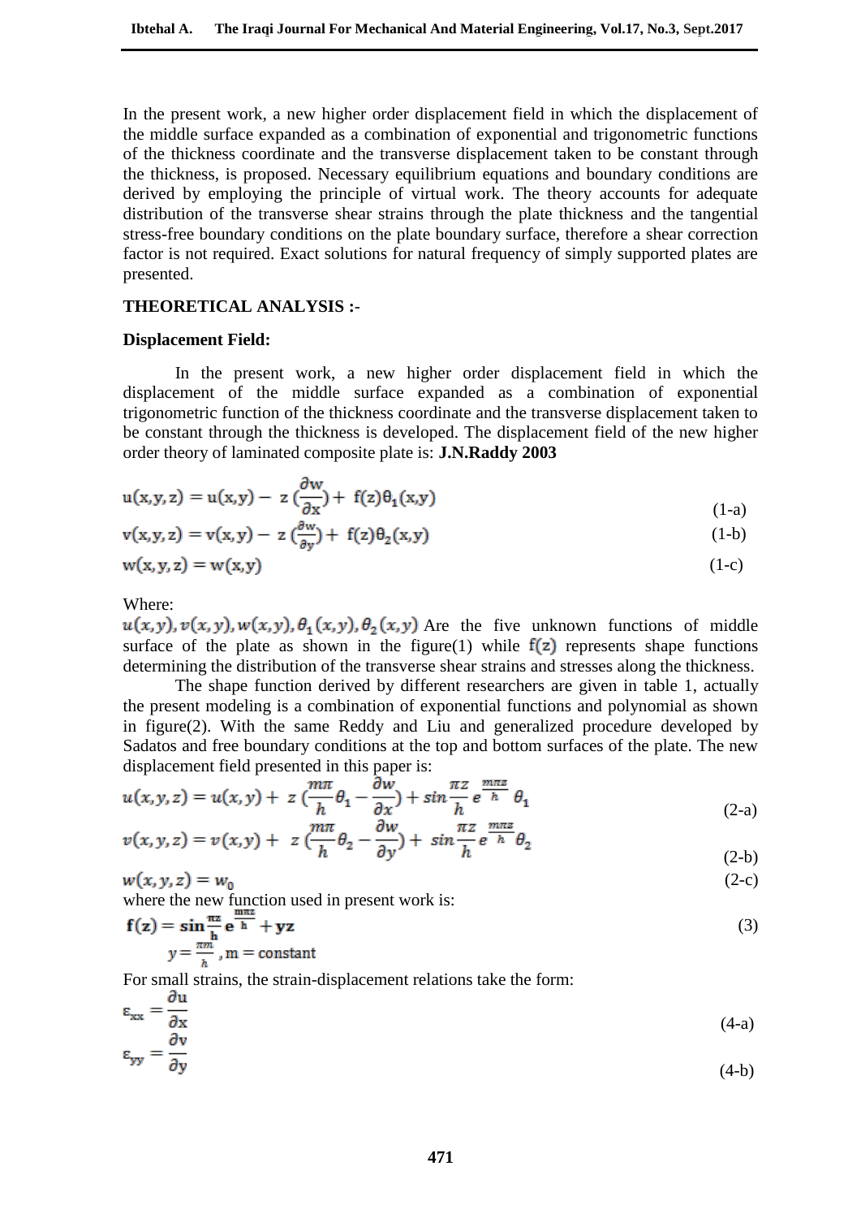In the present work, a new higher order displacement field in which the displacement of the middle surface expanded as a combination of exponential and trigonometric functions of the thickness coordinate and the transverse displacement taken to be constant through the thickness, is proposed. Necessary equilibrium equations and boundary conditions are derived by employing the principle of virtual work. The theory accounts for adequate distribution of the transverse shear strains through the plate thickness and the tangential stress-free boundary conditions on the plate boundary surface, therefore a shear correction factor is not required. Exact solutions for natural frequency of simply supported plates are presented.

## THEORETICAL ANALYSIS :-

### Displacement Field:

In the present work, a new higher order displacement field in which the displacement of the middle surface expanded as a combination of exponential trigonometric function of the thickness coordinate and the transverse displacement taken to be constant through the thickness is developed. The displacement field of the new higher order theory of laminated composite plate is: **J.N.Raddy 2003**

$$u(x,y,z) = u(x,y) - z\left(\frac{\partial w}{\partial x}\right) + f(z)\theta_1(x,y) \tag{1-a}$$

$$v(x,y,z) = v(x,y) - z\left(\frac{\partial w}{\partial y}\right) + f(z)\theta_2(x,y) \tag{1-b}$$

$$w(x,y,z) = w(x,y) \tag{1-c}$$

Where:

$u(x,y), v(x,y), w(x,y), \theta_1(x,y), \theta_2(x,y)$ Are the five unknown functions of middle surface of the plate as shown in the figure(1) while $f(z)$ represents shape functions determining the distribution of the transverse shear strains and stresses along the thickness.

The shape function derived by different researchers are given in table 1, actually the present modeling is a combination of exponential functions and polynomial as shown in figure(2). With the same Reddy and Liu and generalized procedure developed by Sadatos and free boundary conditions at the top and bottom surfaces of the plate. The new displacement field presented in this paper is:

$$u(x,y,z) = u(x,y) + z\left(\frac{m\pi}{h}\theta_1 - \frac{\partial w}{\partial x}\right) + \sin\frac{\pi z}{h}\, e^{\frac{m\pi z}{h}}\,\theta_1 \tag{2-a}$$

$$v(x,y,z) = v(x,y) + z\left(\frac{m\pi}{h}\theta_2 - \frac{\partial w}{\partial y}\right) + \sin\frac{\pi z}{h}\, e^{\frac{m\pi z}{h}}\,\theta_2 \tag{2-b}$$

$$w(x,y,z) = w_0 \tag{2-c}$$

where the new function used in present work is:

$$\mathbf{f(z) = \sin\frac{\pi z}{h}\, e^{\frac{m\pi z}{h}} + yz} \tag{3}$$

$$y = \frac{\pi m}{h},\ m = \text{constant}$$

For small strains, the strain-displacement relations take the form:

$$\varepsilon_{xx} = \frac{\partial u}{\partial x} \tag{4-a}$$

$$\varepsilon_{yy} = \frac{\partial v}{\partial y} \tag{4-b}$$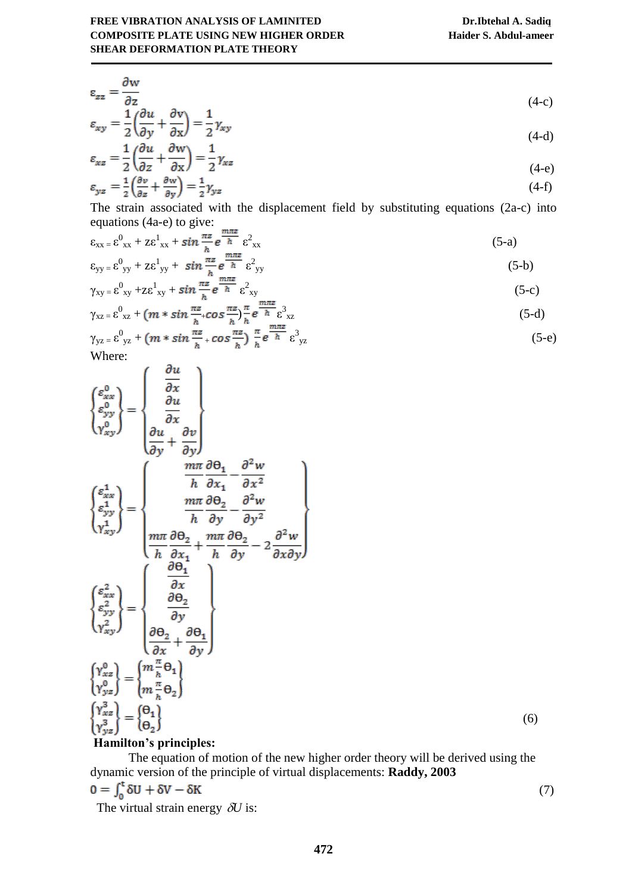$$\varepsilon_{zz} = \frac{\partial w}{\partial z} \tag{4-c}$$

$$\varepsilon_{xy} = \frac{1}{2}\left(\frac{\partial u}{\partial y} + \frac{\partial v}{\partial x}\right) = \frac{1}{2}\gamma_{xy} \tag{4-d}$$

$$\varepsilon_{xz} = \frac{1}{2}\left(\frac{\partial u}{\partial z} + \frac{\partial w}{\partial x}\right) = \frac{1}{2}\gamma_{xz} \tag{4-e}$$

$$\varepsilon_{yz} = \frac{1}{2}\left(\frac{\partial v}{\partial z} + \frac{\partial w}{\partial y}\right) = \frac{1}{2}\gamma_{yz} \tag{4-f}$$

The strain associated with the displacement field by substituting equations (2a-c) into equations (4a-e) to give:

$$\varepsilon_{xx} = \varepsilon^0_{xx} + z\varepsilon^1_{xx} + \sin\frac{\pi z}{h} e^{\frac{m\pi z}{h}} \varepsilon^2_{xx} \tag{5-a}$$

$$\varepsilon_{yy} = \varepsilon^0_{yy} + z\varepsilon^1_{yy} + \sin\frac{\pi z}{h} e^{\frac{m\pi z}{h}} \varepsilon^2_{yy} \tag{5-b}$$

$$\gamma_{xy} = \varepsilon^0_{xy} + z\varepsilon^1_{xy} + \sin\frac{\pi z}{h} e^{\frac{m\pi z}{h}} \varepsilon^2_{xy} \tag{5-c}$$

$$\gamma_{xz} = \varepsilon^0_{xz} + \left(m * \sin\frac{\pi z}{h} + \cos\frac{\pi z}{h}\right)\frac{\pi}{h} e^{\frac{m\pi z}{h}} \varepsilon^3_{xz} \tag{5-d}$$

$$\gamma_{yz} = \varepsilon^0_{yz} + \left(m * \sin\frac{\pi z}{h} + \cos\frac{\pi z}{h}\right)\frac{\pi}{h} e^{\frac{m\pi z}{h}} \varepsilon^3_{yz} \tag{5-e}$$

Where:

$$\begin{Bmatrix} \varepsilon^0_{xx} \\ \varepsilon^0_{yy} \\ \gamma^0_{xy} \end{Bmatrix} = \begin{Bmatrix} \dfrac{\partial u}{\partial x} \\ \dfrac{\partial u}{\partial x} \\ \dfrac{\partial u}{\partial y} + \dfrac{\partial v}{\partial y} \end{Bmatrix}$$

$$\begin{Bmatrix} \varepsilon^1_{xx} \\ \varepsilon^1_{yy} \\ \gamma^1_{xy} \end{Bmatrix} = \begin{Bmatrix} \dfrac{m\pi}{h}\dfrac{\partial \theta_1}{\partial x_1} - \dfrac{\partial^2 w}{\partial x^2} \\ \dfrac{m\pi}{h}\dfrac{\partial \theta_2}{\partial y} - \dfrac{\partial^2 w}{\partial y^2} \\ \dfrac{m\pi}{h}\dfrac{\partial \theta_2}{\partial x_1} + \dfrac{m\pi}{h}\dfrac{\partial \theta_2}{\partial y} - 2\dfrac{\partial^2 w}{\partial x \partial y} \end{Bmatrix}$$

$$\begin{Bmatrix} \varepsilon^2_{xx} \\ \varepsilon^2_{yy} \\ \gamma^2_{xy} \end{Bmatrix} = \begin{Bmatrix} \dfrac{\partial \theta_1}{\partial x} \\ \dfrac{\partial \theta_2}{\partial y} \\ \dfrac{\partial \theta_2}{\partial x} + \dfrac{\partial \theta_1}{\partial y} \end{Bmatrix}$$

$$\begin{Bmatrix} \gamma^0_{xz} \\ \gamma^0_{yz} \end{Bmatrix} = \begin{Bmatrix} m\frac{\pi}{h}\theta_1 \\ m\frac{\pi}{h}\theta_2 \end{Bmatrix}$$

$$\begin{Bmatrix} \gamma^3_{xz} \\ \gamma^3_{yz} \end{Bmatrix} = \begin{Bmatrix} \theta_1 \\ \theta_2 \end{Bmatrix} \tag{6}$$

**Hamilton's principles:**

The equation of motion of the new higher order theory will be derived using the dynamic version of the principle of virtual displacements: **Raddy, 2003**

$$0 = \int_0^t \delta U + \delta V - \delta K \tag{7}$$

The virtual strain energy $\delta U$ is: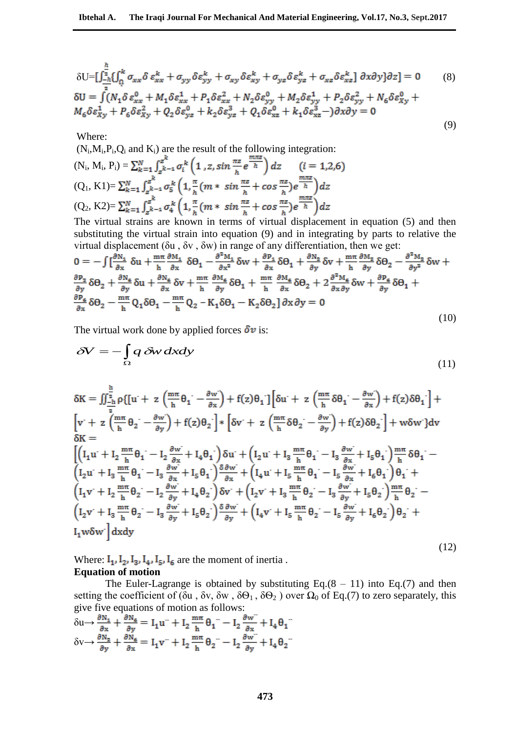$$\delta U=\left[\int_{-\frac{h}{2}}^{\frac{h}{2}}\left\{\int_{\Omega}^{k} \sigma_{xx}\delta\, \varepsilon_{xx}^{k}+\sigma_{yy}\delta\varepsilon_{yy}^{k}+\sigma_{xy}\delta\varepsilon_{xy}^{k}+\sigma_{yz}\delta\varepsilon_{yz}^{k}+\sigma_{xz}\delta\varepsilon_{xz}^{k}\right]\partial x\partial y\}\partial z\right]=0 \quad (8)$$

$$\delta U=\int(N_1\delta\,\varepsilon_{xx}^{0}+M_1\delta\varepsilon_{xx}^{1}+P_1\delta\varepsilon_{xx}^{2}+N_2\delta\varepsilon_{yy}^{0}+M_2\delta\varepsilon_{yy}^{1}+P_2\delta\varepsilon_{yy}^{2}+N_6\delta\varepsilon_{Xy}^{0}+M_6\delta\varepsilon_{Xy}^{1}+P_6\delta\varepsilon_{Xy}^{2}+Q_2\delta\varepsilon_{yz}^{0}+k_2\delta\varepsilon_{yz}^{3}+Q_1\delta\varepsilon_{xz}^{0}+k_1\delta\varepsilon_{xz}^{3}-)\partial x\partial y=0 \quad (9)$$

Where:

($N_i$,$M_i$,$P_i$,$Q_i$ and $K_i$) are the result of the following integration:

$$(N_i,\, M_i,\, P_i)=\sum_{k=1}^{N}\int_{z^{k-1}}^{z^{k}}\sigma_i^{k}\left(1\,,z,\sin\frac{\pi z}{h}e^{\frac{m\pi z}{h}}\right)dz \qquad (i=1,2,6)$$

$$(Q_1,\, K1)=\sum_{k=1}^{N}\int_{z^{k-1}}^{z^{k}}\sigma_5^{k}\left(1,\frac{\pi}{h}(m*\sin\frac{\pi z}{h}+\cos\frac{\pi z}{h})e^{\frac{m\pi z}{h}}\right)dz$$

$$(Q_2,\, K2)=\sum_{k=1}^{N}\int_{z^{k-1}}^{z^{k}}\sigma_4^{k}\left(1,\frac{\pi}{h}(m*\sin\frac{\pi z}{h}+\cos\frac{\pi z}{h})e^{\frac{m\pi z}{h}}\right)dz$$

The virtual strains are known in terms of virtual displacement in equation (5) and then substituting the virtual strain into equation (9) and in integrating by parts to relative the virtual displacement ($\delta u$ , $\delta v$ , $\delta w$) in range of any differentiation, then we get:

$$0=-\int\Big[\frac{\partial N_1}{\partial x}\delta u+\frac{m\pi}{h}\frac{\partial M_1}{\partial x}\delta\theta_1-\frac{\partial^2 M_1}{\partial x^2}\delta w+\frac{\partial P_1}{\partial x}\delta\theta_1+\frac{\partial N_2}{\partial y}\delta v+\frac{m\pi}{h}\frac{\partial M_2}{\partial y}\delta\theta_2-\frac{\partial^2 M_2}{\partial y^2}\delta w+\frac{\partial P_2}{\partial y}\delta\theta_2+\frac{\partial N_6}{\partial y}\delta u+\frac{\partial N_6}{\partial x}\delta v+\frac{m\pi}{h}\frac{\partial M_6}{\partial y}\delta\theta_1+\frac{m\pi}{h}\frac{\partial M_6}{\partial x}\delta\theta_2+2\frac{\partial^2 M_6}{\partial x\partial y}\delta w+\frac{\partial P_6}{\partial y}\delta\theta_1+\frac{\partial P_6}{\partial x}\delta\theta_2-\frac{m\pi}{h}Q_1\delta\theta_1-\frac{m\pi}{h}Q_2-K_1\delta\theta_1-K_2\delta\theta_2\Big]\partial x\,\partial y=0 \quad (10)$$

The virtual work done by applied forces $\delta v$ is:

$$\delta V=-\int_{\Omega}q\,\delta w\,dxdy \quad (11)$$

$$\delta K=\iint_{-\frac{h}{2}}^{\frac{h}{2}}\rho\Big\{\Big[\dot u+z\left(\frac{m\pi}{h}\dot\theta_1-\frac{\partial\dot w}{\partial x}\right)+f(z)\dot\theta_1\Big]\Big[\delta\dot u+z\left(\frac{m\pi}{h}\delta\dot\theta_1-\frac{\partial\dot w}{\partial x}\right)+f(z)\delta\dot\theta_1\Big]+\Big[\dot v+z\left(\frac{m\pi}{h}\dot\theta_2-\frac{\partial\dot w}{\partial y}\right)+f(z)\dot\theta_2\Big]*\Big[\delta\dot v+z\left(\frac{m\pi}{h}\delta\dot\theta_2-\frac{\partial\dot w}{\partial y}\right)+f(z)\delta\dot\theta_2\Big]+\dot w\delta\dot w\Big\}dv$$

$$\delta K=\Big[\left(I_1\dot u+I_2\frac{m\pi}{h}\dot\theta_1-I_2\frac{\partial\dot w}{\partial x}+I_4\dot\theta_1\right)\delta\dot u+\left(I_2\dot u+I_3\frac{m\pi}{h}\dot\theta_1-I_3\frac{\partial\dot w}{\partial x}+I_5\dot\theta_1\right)\frac{m\pi}{h}\delta\dot\theta_1-\left(I_2\dot u+I_3\frac{m\pi}{h}\dot\theta_1-I_3\frac{\partial\dot w}{\partial x}+I_5\dot\theta_1\right)\frac{\delta\partial\dot w}{\partial x}+\left(I_4\dot u+I_5\frac{m\pi}{h}\dot\theta_1-I_5\frac{\partial\dot w}{\partial x}+I_6\dot\theta_1\right)\dot\theta_1+\left(I_1\dot v+I_2\frac{m\pi}{h}\dot\theta_2-I_2\frac{\partial\dot w}{\partial y}+I_4\dot\theta_2\right)\delta\dot v+\left(I_2\dot v+I_3\frac{m\pi}{h}\dot\theta_2-I_3\frac{\partial\dot w}{\partial y}+I_5\dot\theta_2\right)\frac{m\pi}{h}\dot\theta_2-\left(I_2\dot v+I_3\frac{m\pi}{h}\dot\theta_2-I_3\frac{\partial\dot w}{\partial y}+I_5\dot\theta_2\right)\frac{\delta\partial\dot w}{\partial y}+\left(I_4\dot v+I_5\frac{m\pi}{h}\dot\theta_2-I_5\frac{\partial\dot w}{\partial y}+I_6\dot\theta_2\right)\dot\theta_2+I_1\dot w\delta\dot w\Big]dxdy \quad (12)$$

Where: $I_1, I_2, I_3, I_4, I_5, I_6$ are the moment of inertia .

**Equation of motion**

The Euler-Lagrange is obtained by substituting Eq.(8 – 11) into Eq.(7) and then setting the coefficient of ($\delta u$ , $\delta v$, $\delta w$ , $\delta\Theta_1$ , $\delta\Theta_2$ ) over $\Omega_0$ of Eq.(7) to zero separately, this give five equations of motion as follows:

$$\delta u\rightarrow\frac{\partial N_1}{\partial x}+\frac{\partial N_6}{\partial y}=I_1\ddot u+I_2\frac{m\pi}{h}\ddot\theta_1-I_2\frac{\partial\ddot w}{\partial x}+I_4\ddot\theta_1$$

$$\delta v\rightarrow\frac{\partial N_2}{\partial y}+\frac{\partial N_6}{\partial x}=I_1\ddot v+I_2\frac{m\pi}{h}\ddot\theta_2-I_2\frac{\partial\ddot w}{\partial y}+I_4\ddot\theta_2$$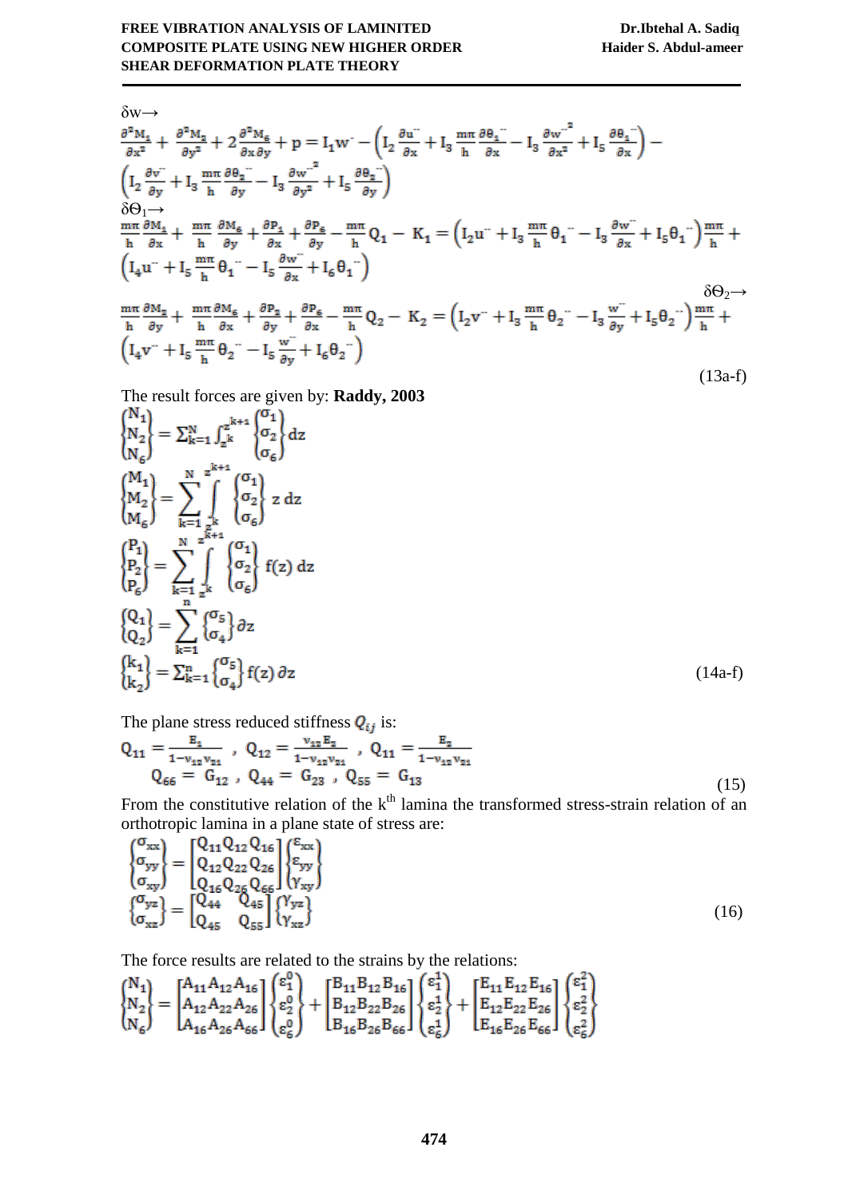$\delta w \rightarrow$

$$\frac{\partial^2 M_1}{\partial x^2} + \frac{\partial^2 M_2}{\partial y^2} + 2\frac{\partial^2 M_6}{\partial x \partial y} + p = I_1 \ddot{w} - \left( I_2 \frac{\partial \ddot{u}}{\partial x} + I_3 \frac{m\pi}{h} \frac{\partial \ddot{\theta_1}}{\partial x} - I_3 \frac{\partial \ddot{w}^2}{\partial x^2} + I_5 \frac{\partial \ddot{\theta_1}}{\partial x} \right) - \left( I_2 \frac{\partial \ddot{v}}{\partial y} + I_3 \frac{m\pi}{h} \frac{\partial \ddot{\theta_2}}{\partial y} - I_3 \frac{\partial \ddot{w}^2}{\partial y^2} + I_5 \frac{\partial \ddot{\theta_2}}{\partial y} \right)$$

$\delta \Theta_1 \rightarrow$

$$\frac{m\pi}{h}\frac{\partial M_1}{\partial x} + \frac{m\pi}{h}\frac{\partial M_6}{\partial y} + \frac{\partial P_1}{\partial x} + \frac{\partial P_6}{\partial y} - \frac{m\pi}{h} Q_1 - K_1 = \left( I_2 \ddot{u} + I_3 \frac{m\pi}{h} \ddot{\theta_1} - I_3 \frac{\partial \ddot{w}}{\partial x} + I_5 \ddot{\theta_1} \right) \frac{m\pi}{h} + \left( I_4 \ddot{u} + I_5 \frac{m\pi}{h} \ddot{\theta_1} - I_5 \frac{\partial \ddot{w}}{\partial x} + I_6 \ddot{\theta_1} \right)$$

$\delta \Theta_2 \rightarrow$

$$\frac{m\pi}{h}\frac{\partial M_2}{\partial y} + \frac{m\pi}{h}\frac{\partial M_6}{\partial x} + \frac{\partial P_2}{\partial y} + \frac{\partial P_6}{\partial x} - \frac{m\pi}{h} Q_2 - K_2 = \left( I_2 \ddot{v} + I_3 \frac{m\pi}{h} \ddot{\theta_2} - I_3 \frac{\ddot{w}}{\partial y} + I_5 \ddot{\theta_2} \right) \frac{m\pi}{h} + \left( I_4 \ddot{v} + I_5 \frac{m\pi}{h} \ddot{\theta_2} - I_5 \frac{\ddot{w}}{\partial y} + I_6 \ddot{\theta_2} \right) \tag{13a-f}$$

The result forces are given by: **Raddy, 2003**

$$\begin{Bmatrix} N_1 \\ N_2 \\ N_6 \end{Bmatrix} = \sum_{k=1}^{N} \int_{z^k}^{z^{k+1}} \begin{Bmatrix} \sigma_1 \\ \sigma_2 \\ \sigma_6 \end{Bmatrix} dz$$

$$\begin{Bmatrix} M_1 \\ M_2 \\ M_6 \end{Bmatrix} = \sum_{k=1}^{N} \int_{z^k}^{z^{k+1}} \begin{Bmatrix} \sigma_1 \\ \sigma_2 \\ \sigma_6 \end{Bmatrix} z\, dz$$

$$\begin{Bmatrix} P_1 \\ P_2 \\ P_6 \end{Bmatrix} = \sum_{k=1}^{N} \int_{z^k}^{z^{k+1}} \begin{Bmatrix} \sigma_1 \\ \sigma_2 \\ \sigma_6 \end{Bmatrix} f(z)\, dz$$

$$\begin{Bmatrix} Q_1 \\ Q_2 \end{Bmatrix} = \sum_{k=1}^{n} \begin{Bmatrix} \sigma_5 \\ \sigma_4 \end{Bmatrix} \partial z$$

$$\begin{Bmatrix} k_1 \\ k_2 \end{Bmatrix} = \sum_{k=1}^{n} \begin{Bmatrix} \sigma_5 \\ \sigma_4 \end{Bmatrix} f(z)\, \partial z \tag{14a-f}$$

The plane stress reduced stiffness $Q_{ij}$ is:

$$Q_{11} = \frac{E_1}{1-v_{12}v_{21}} \;,\; Q_{12} = \frac{v_{12}E_2}{1-v_{12}v_{21}} \;,\; Q_{11} = \frac{E_2}{1-v_{12}v_{21}}$$
$$Q_{66} = G_{12} \;,\; Q_{44} = G_{23} \;,\; Q_{55} = G_{13} \tag{15}$$

From the constitutive relation of the k[th] lamina the transformed stress-strain relation of an orthotropic lamina in a plane state of stress are:

$$\begin{Bmatrix} \sigma_{xx} \\ \sigma_{yy} \\ \sigma_{xy} \end{Bmatrix} = \begin{bmatrix} Q_{11} & Q_{12} & Q_{16} \\ Q_{12} & Q_{22} & Q_{26} \\ Q_{16} & Q_{26} & Q_{66} \end{bmatrix} \begin{Bmatrix} \varepsilon_{xx} \\ \varepsilon_{yy} \\ \gamma_{xy} \end{Bmatrix}$$

$$\begin{Bmatrix} \sigma_{yz} \\ \sigma_{xz} \end{Bmatrix} = \begin{bmatrix} Q_{44} & Q_{45} \\ Q_{45} & Q_{55} \end{bmatrix} \begin{Bmatrix} \gamma_{yz} \\ \gamma_{xz} \end{Bmatrix} \tag{16}$$

The force results are related to the strains by the relations:

$$\begin{Bmatrix} N_1 \\ N_2 \\ N_6 \end{Bmatrix} = \begin{bmatrix} A_{11} & A_{12} & A_{16} \\ A_{12} & A_{22} & A_{26} \\ A_{16} & A_{26} & A_{66} \end{bmatrix} \begin{Bmatrix} \varepsilon_1^0 \\ \varepsilon_2^0 \\ \varepsilon_6^0 \end{Bmatrix} + \begin{bmatrix} B_{11} & B_{12} & B_{16} \\ B_{12} & B_{22} & B_{26} \\ B_{16} & B_{26} & B_{66} \end{bmatrix} \begin{Bmatrix} \varepsilon_1^1 \\ \varepsilon_2^1 \\ \varepsilon_6^1 \end{Bmatrix} + \begin{bmatrix} E_{11} & E_{12} & E_{16} \\ E_{12} & E_{22} & E_{26} \\ E_{16} & E_{26} & E_{66} \end{bmatrix} \begin{Bmatrix} \varepsilon_1^2 \\ \varepsilon_2^2 \\ \varepsilon_6^2 \end{Bmatrix}$$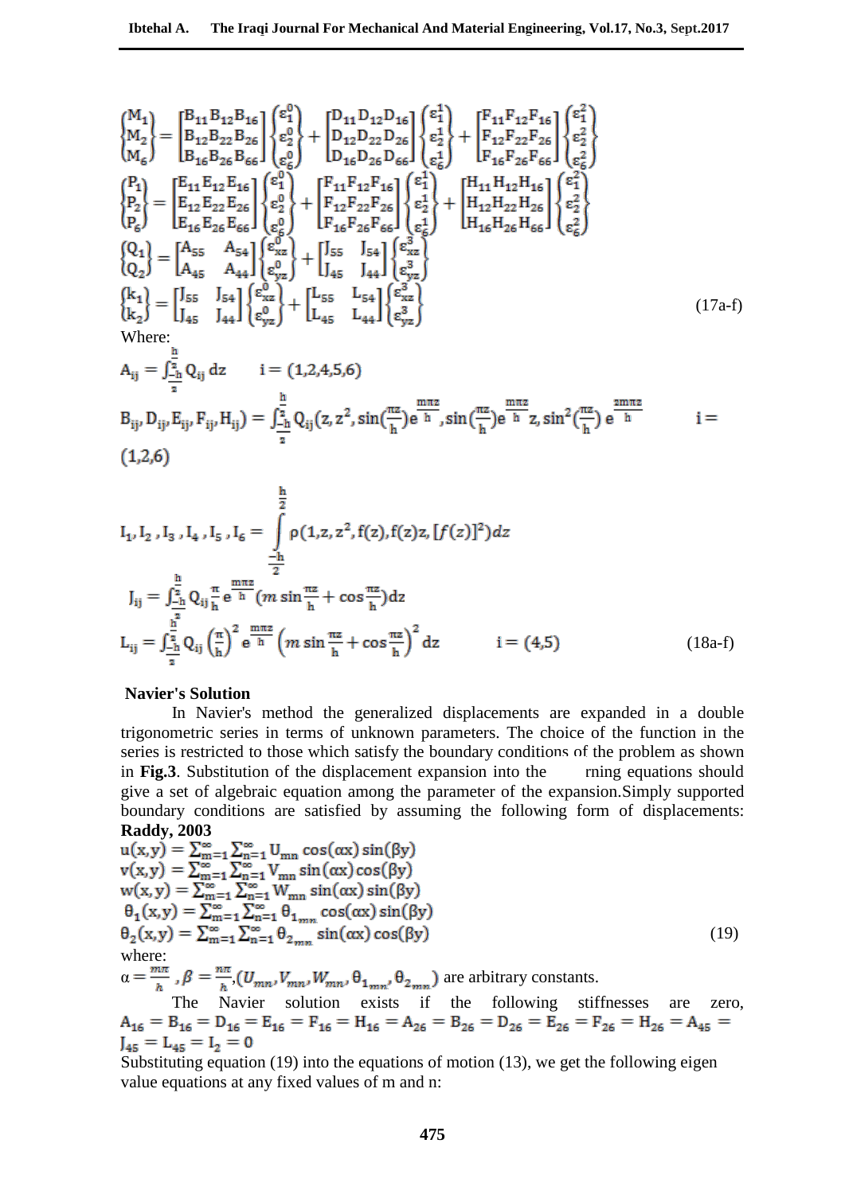$$
\begin{Bmatrix} M_1 \\ M_2 \\ M_6 \end{Bmatrix} = \begin{bmatrix} B_{11} & B_{12} & B_{16} \\ B_{12} & B_{22} & B_{26} \\ B_{16} & B_{26} & B_{66} \end{bmatrix} \begin{Bmatrix} \varepsilon_1^0 \\ \varepsilon_2^0 \\ \varepsilon_6^0 \end{Bmatrix} + \begin{bmatrix} D_{11} & D_{12} & D_{16} \\ D_{12} & D_{22} & D_{26} \\ D_{16} & D_{26} & D_{66} \end{bmatrix} \begin{Bmatrix} \varepsilon_1^1 \\ \varepsilon_2^1 \\ \varepsilon_6^1 \end{Bmatrix} + \begin{bmatrix} F_{11} & F_{12} & F_{16} \\ F_{12} & F_{22} & F_{26} \\ F_{16} & F_{26} & F_{66} \end{bmatrix} \begin{Bmatrix} \varepsilon_1^2 \\ \varepsilon_2^2 \\ \varepsilon_6^2 \end{Bmatrix}
$$

$$
\begin{Bmatrix} P_1 \\ P_2 \\ P_6 \end{Bmatrix} = \begin{bmatrix} E_{11} & E_{12} & E_{16} \\ E_{12} & E_{22} & E_{26} \\ E_{16} & E_{26} & E_{66} \end{bmatrix} \begin{Bmatrix} \varepsilon_1^0 \\ \varepsilon_2^0 \\ \varepsilon_6^0 \end{Bmatrix} + \begin{bmatrix} F_{11} & F_{12} & F_{16} \\ F_{12} & F_{22} & F_{26} \\ F_{16} & F_{26} & F_{66} \end{bmatrix} \begin{Bmatrix} \varepsilon_1^1 \\ \varepsilon_2^1 \\ \varepsilon_6^1 \end{Bmatrix} + \begin{bmatrix} H_{11} & H_{12} & H_{16} \\ H_{12} & H_{22} & H_{26} \\ H_{16} & H_{26} & H_{66} \end{bmatrix} \begin{Bmatrix} \varepsilon_1^2 \\ \varepsilon_2^2 \\ \varepsilon_6^2 \end{Bmatrix}
$$

$$
\begin{Bmatrix} Q_1 \\ Q_2 \end{Bmatrix} = \begin{bmatrix} A_{55} & A_{54} \\ A_{45} & A_{44} \end{bmatrix} \begin{Bmatrix} \varepsilon_{xz}^0 \\ \varepsilon_{yz}^0 \end{Bmatrix} + \begin{bmatrix} J_{55} & J_{54} \\ J_{45} & J_{44} \end{bmatrix} \begin{Bmatrix} \varepsilon_{xz}^3 \\ \varepsilon_{yz}^3 \end{Bmatrix}
$$

$$
\begin{Bmatrix} k_1 \\ k_2 \end{Bmatrix} = \begin{bmatrix} J_{55} & J_{54} \\ J_{45} & J_{44} \end{bmatrix} \begin{Bmatrix} \varepsilon_{xz}^0 \\ \varepsilon_{yz}^0 \end{Bmatrix} + \begin{bmatrix} L_{55} & L_{54} \\ L_{45} & L_{44} \end{bmatrix} \begin{Bmatrix} \varepsilon_{xz}^3 \\ \varepsilon_{yz}^3 \end{Bmatrix} \tag{17a-f}
$$

Where:

$$
A_{ij} = \int_{\frac{-h}{2}}^{\frac{h}{2}} Q_{ij}\, dz \qquad i = (1,2,4,5,6)
$$

$$
B_{ij}, D_{ij}, E_{ij}, F_{ij}, H_{ij}) = \int_{\frac{-h}{2}}^{\frac{h}{2}} Q_{ij}(z, z^2, \sin(\tfrac{\pi z}{h}) e^{\frac{m\pi z}{h}}, \sin(\tfrac{\pi z}{h}) e^{\frac{m\pi z}{h}} z, \sin^2(\tfrac{\pi z}{h})\, e^{\frac{2m\pi z}{h}} \qquad i = (1,2,6)
$$

$$
I_1, I_2, I_3, I_4, I_5, I_6 = \int_{\frac{-h}{2}}^{\frac{h}{2}} \rho(1, z, z^2, f(z), f(z)z, [f(z)]^2) dz
$$

$$
J_{ij} = \int_{\frac{-h}{2}}^{\frac{h}{2}} Q_{ij} \frac{\pi}{h} e^{\frac{m\pi z}{h}} (m \sin\frac{\pi z}{h} + \cos\frac{\pi z}{h}) dz
$$

$$
L_{ij} = \int_{\frac{-h}{2}}^{\frac{h}{2}} Q_{ij} \left(\frac{\pi}{h}\right)^2 e^{\frac{m\pi z}{h}} \left(m \sin\frac{\pi z}{h} + \cos\frac{\pi z}{h}\right)^2 dz \qquad i = (4,5) \tag{18a-f}
$$

## Navier's Solution

In Navier's method the generalized displacements are expanded in a double trigonometric series in terms of unknown parameters. The choice of the function in the series is restricted to those which satisfy the boundary conditions of the problem as shown in **Fig.3**. Substitution of the displacement expansion into the rning equations should give a set of algebraic equation among the parameter of the expansion.Simply supported boundary conditions are satisfied by assuming the following form of displacements: **Raddy, 2003**

$$
\begin{aligned}
u(x,y) &= \textstyle\sum_{m=1}^{\infty}\sum_{n=1}^{\infty} U_{mn} \cos(\alpha x)\sin(\beta y) \\
v(x,y) &= \textstyle\sum_{m=1}^{\infty}\sum_{n=1}^{\infty} V_{mn} \sin(\alpha x)\cos(\beta y) \\
w(x,y) &= \textstyle\sum_{m=1}^{\infty}\sum_{n=1}^{\infty} W_{mn} \sin(\alpha x)\sin(\beta y) \\
\theta_1(x,y) &= \textstyle\sum_{m=1}^{\infty}\sum_{n=1}^{\infty} \theta_{1_{mn}} \cos(\alpha x)\sin(\beta y) \\
\theta_2(x,y) &= \textstyle\sum_{m=1}^{\infty}\sum_{n=1}^{\infty} \theta_{2_{mn}} \sin(\alpha x)\cos(\beta y)
\end{aligned} \tag{19}
$$

where:

$\alpha = \frac{m\pi}{h}$ , $\beta = \frac{n\pi}{h}$ ,$(U_{mn}, V_{mn}, W_{mn}, \theta_{1_{mn}}, \theta_{2_{mn}})$ are arbitrary constants.

The Navier solution exists if the following stiffnesses are zero, $A_{16} = B_{16} = D_{16} = E_{16} = F_{16} = H_{16} = A_{26} = B_{26} = D_{26} = E_{26} = F_{26} = H_{26} = A_{45} = J_{45} = L_{45} = I_2 = 0$

Substituting equation (19) into the equations of motion (13), we get the following eigen value equations at any fixed values of m and n: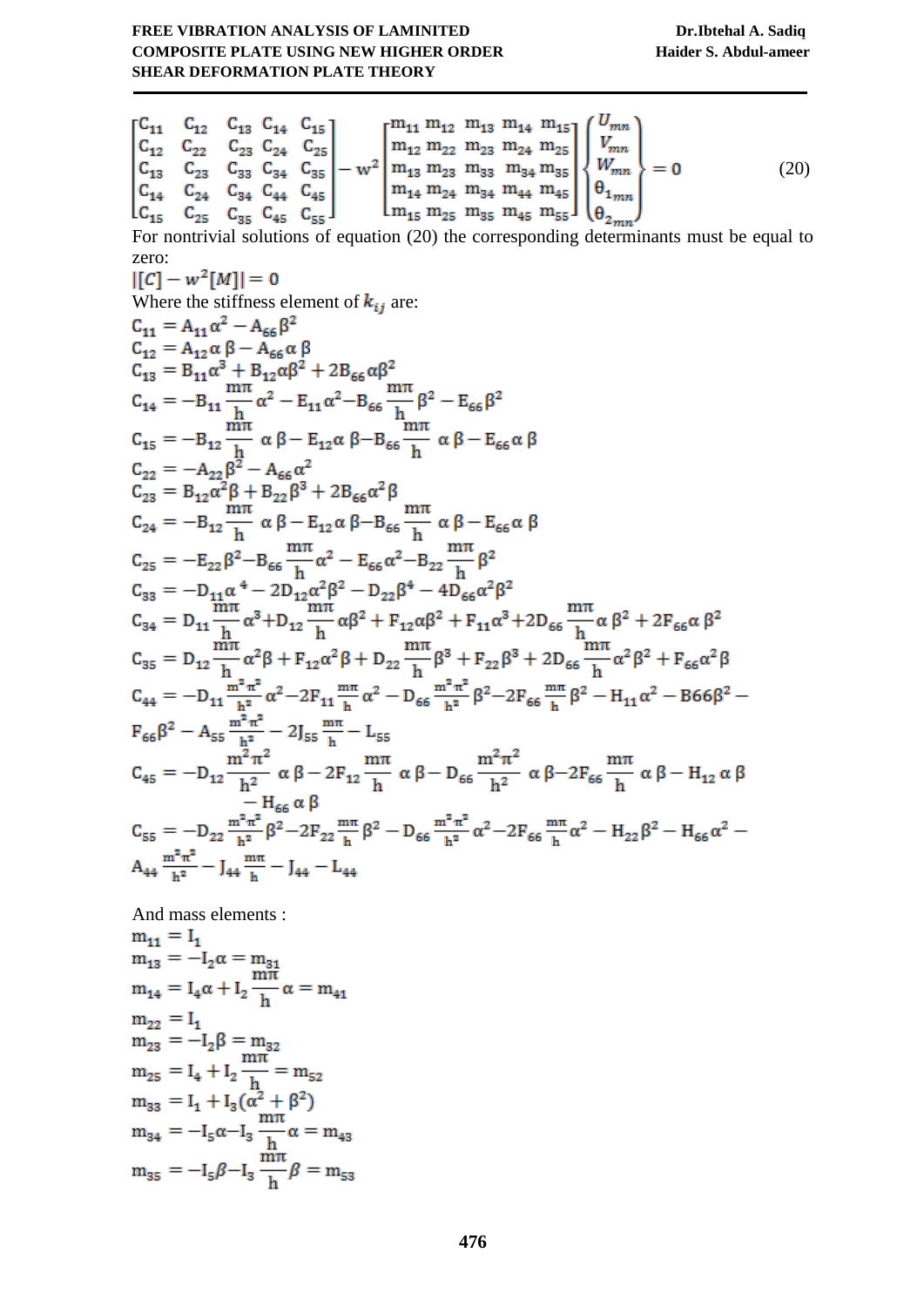$$
\begin{bmatrix}
C_{11} & C_{12} & C_{13} & C_{14} & C_{15} \\
C_{12} & C_{22} & C_{23} & C_{24} & C_{25} \\
C_{13} & C_{23} & C_{33} & C_{34} & C_{35} \\
C_{14} & C_{24} & C_{34} & C_{44} & C_{45} \\
C_{15} & C_{25} & C_{35} & C_{45} & C_{55}
\end{bmatrix}
- w^2
\begin{bmatrix}
m_{11} & m_{12} & m_{13} & m_{14} & m_{15} \\
m_{12} & m_{22} & m_{23} & m_{24} & m_{25} \\
m_{13} & m_{23} & m_{33} & m_{34} & m_{35} \\
m_{14} & m_{24} & m_{34} & m_{44} & m_{45} \\
m_{15} & m_{25} & m_{35} & m_{45} & m_{55}
\end{bmatrix}
\begin{Bmatrix}
U_{mn} \\ V_{mn} \\ W_{mn} \\ \theta_{1_{mn}} \\ \theta_{2_{mn}}
\end{Bmatrix}
= 0 \qquad (20)
$$

For nontrivial solutions of equation (20) the corresponding determinants must be equal to zero:

$$\|[C] - w^2[M]\| = 0$$

Where the stiffness element of $k_{ij}$ are:

$$C_{11} = A_{11}\alpha^2 - A_{66}\beta^2$$

$$C_{12} = A_{12}\alpha\,\beta - A_{66}\alpha\,\beta$$

$$C_{13} = B_{11}\alpha^3 + B_{12}\alpha\beta^2 + 2B_{66}\alpha\beta^2$$

$$C_{14} = -B_{11}\frac{m\pi}{h}\alpha^2 - E_{11}\alpha^2 - B_{66}\frac{m\pi}{h}\beta^2 - E_{66}\beta^2$$

$$C_{15} = -B_{12}\frac{m\pi}{h}\alpha\,\beta - E_{12}\alpha\,\beta - B_{66}\frac{m\pi}{h}\alpha\,\beta - E_{66}\alpha\,\beta$$

$$C_{22} = -A_{22}\beta^2 - A_{66}\alpha^2$$

$$C_{23} = B_{12}\alpha^2\beta + B_{22}\beta^3 + 2B_{66}\alpha^2\beta$$

$$C_{24} = -B_{12}\frac{m\pi}{h}\alpha\,\beta - E_{12}\alpha\,\beta - B_{66}\frac{m\pi}{h}\alpha\,\beta - E_{66}\alpha\,\beta$$

$$C_{25} = -E_{22}\beta^2 - B_{66}\frac{m\pi}{h}\alpha^2 - E_{66}\alpha^2 - B_{22}\frac{m\pi}{h}\beta^2$$

$$C_{33} = -D_{11}\alpha^4 - 2D_{12}\alpha^2\beta^2 - D_{22}\beta^4 - 4D_{66}\alpha^2\beta^2$$

$$C_{34} = D_{11}\frac{m\pi}{h}\alpha^3 + D_{12}\frac{m\pi}{h}\alpha\beta^2 + F_{12}\alpha\beta^2 + F_{11}\alpha^3 + 2D_{66}\frac{m\pi}{h}\alpha\,\beta^2 + 2F_{66}\alpha\,\beta^2$$

$$C_{35} = D_{12}\frac{m\pi}{h}\alpha^2\beta + F_{12}\alpha^2\beta + D_{22}\frac{m\pi}{h}\beta^3 + F_{22}\beta^3 + 2D_{66}\frac{m\pi}{h}\alpha^2\beta^2 + F_{66}\alpha^2\beta$$

$$C_{44} = -D_{11}\frac{m^2\pi^2}{h^2}\alpha^2 - 2F_{11}\frac{m\pi}{h}\alpha^2 - D_{66}\frac{m^2\pi^2}{h^2}\beta^2 - 2F_{66}\frac{m\pi}{h}\beta^2 - H_{11}\alpha^2 - B66\beta^2 - F_{66}\beta^2 - A_{55}\frac{m^2\pi^2}{h^2} - 2J_{55}\frac{m\pi}{h} - L_{55}$$

$$C_{45} = -D_{12}\frac{m^2\pi^2}{h^2}\alpha\,\beta - 2F_{12}\frac{m\pi}{h}\alpha\,\beta - D_{66}\frac{m^2\pi^2}{h^2}\alpha\,\beta - 2F_{66}\frac{m\pi}{h}\alpha\,\beta - H_{12}\alpha\,\beta - H_{66}\alpha\,\beta$$

$$C_{55} = -D_{22}\frac{m^2\pi^2}{h^2}\beta^2 - 2F_{22}\frac{m\pi}{h}\beta^2 - D_{66}\frac{m^2\pi^2}{h^2}\alpha^2 - 2F_{66}\frac{m\pi}{h}\alpha^2 - H_{22}\beta^2 - H_{66}\alpha^2 - A_{44}\frac{m^2\pi^2}{h^2} - J_{44}\frac{m\pi}{h} - J_{44} - L_{44}$$

And mass elements :

$$m_{11} = I_1$$

$$m_{13} = -I_2\alpha = m_{31}$$

$$m_{14} = I_4\alpha + I_2\frac{m\pi}{h}\alpha = m_{41}$$

$$m_{22} = I_1$$

$$m_{23} = -I_2\beta = m_{32}$$

$$m_{25} = I_4 + I_2\frac{m\pi}{h} = m_{52}$$

$$m_{33} = I_1 + I_3(\alpha^2 + \beta^2)$$

$$m_{34} = -I_5\alpha - I_3\frac{m\pi}{h}\alpha = m_{43}$$

$$m_{35} = -I_5\beta - I_3\frac{m\pi}{h}\beta = m_{53}$$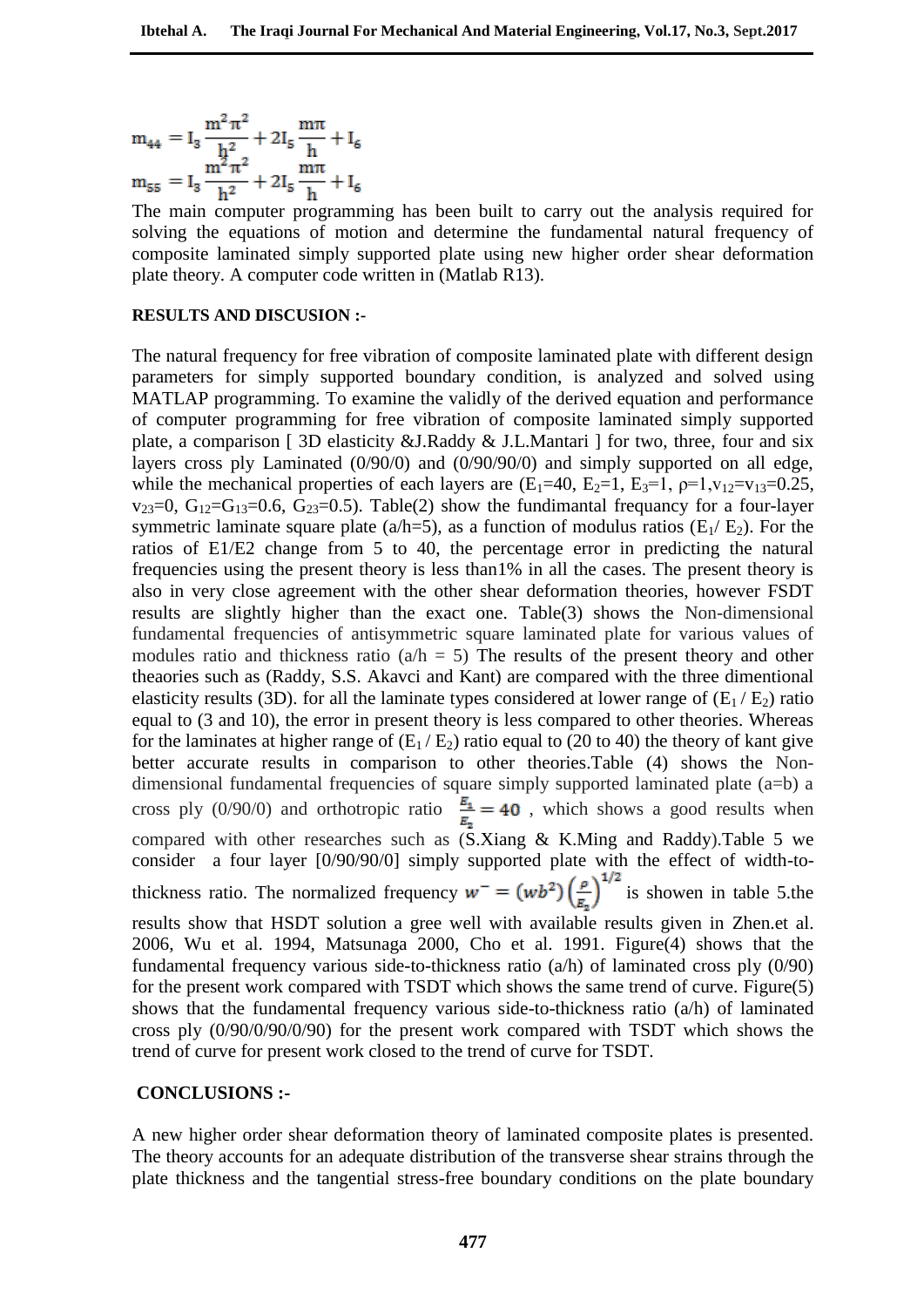$$m_{44} = I_3 \frac{m^2\pi^2}{h^2} + 2I_5 \frac{m\pi}{h} + I_6$$
$$m_{55} = I_3 \frac{m^2\pi^2}{h^2} + 2I_5 \frac{m\pi}{h} + I_6$$

The main computer programming has been built to carry out the analysis required for solving the equations of motion and determine the fundamental natural frequency of composite laminated simply supported plate using new higher order shear deformation plate theory. A computer code written in (Matlab R13).

**RESULTS AND DISCUSION :-**

The natural frequency for free vibration of composite laminated plate with different design parameters for simply supported boundary condition, is analyzed and solved using MATLAP programming. To examine the validly of the derived equation and performance of computer programming for free vibration of composite laminated simply supported plate, a comparison [ 3D elasticity &J.Raddy & J.L.Mantari ] for two, three, four and six layers cross ply Laminated (0/90/0) and (0/90/90/0) and simply supported on all edge, while the mechanical properties of each layers are ($E_1$=40, $E_2$=1, $E_3$=1, ρ=1,$v_{12}$=$v_{13}$=0.25, $v_{23}$=0, $G_{12}$=$G_{13}$=0.6, $G_{23}$=0.5). Table(2) show the fundimantal frequancy for a four-layer symmetric laminate square plate (a/h=5), as a function of modulus ratios ($E_1$/ $E_2$). For the ratios of E1/E2 change from 5 to 40, the percentage error in predicting the natural frequencies using the present theory is less than1% in all the cases. The present theory is also in very close agreement with the other shear deformation theories, however FSDT results are slightly higher than the exact one. Table(3) shows the Non-dimensional fundamental frequencies of antisymmetric square laminated plate for various values of modules ratio and thickness ratio (a/h = 5) The results of the present theory and other theaories such as (Raddy, S.S. Akavci and Kant) are compared with the three dimentional elasticity results (3D). for all the laminate types considered at lower range of ($E_1$ / $E_2$) ratio equal to (3 and 10), the error in present theory is less compared to other theories. Whereas for the laminates at higher range of ($E_1$ / $E_2$) ratio equal to (20 to 40) the theory of kant give better accurate results in comparison to other theories.Table (4) shows the Non-dimensional fundamental frequencies of square simply supported laminated plate (a=b) a cross ply (0/90/0) and orthotropic ratio $\frac{E_1}{E_2} = 40$ , which shows a good results when compared with other researches such as (S.Xiang & K.Ming and Raddy).Table 5 we consider a four layer [0/90/90/0] simply supported plate with the effect of width-to-thickness ratio. The normalized frequency $w^{-} = (wb^2)\left(\frac{\rho}{E_2}\right)^{1/2}$ is showen in table 5.the results show that HSDT solution a gree well with available results given in Zhen.et al. 2006, Wu et al. 1994, Matsunaga 2000, Cho et al. 1991. Figure(4) shows that the fundamental frequency various side-to-thickness ratio (a/h) of laminated cross ply (0/90) for the present work compared with TSDT which shows the same trend of curve. Figure(5) shows that the fundamental frequency various side-to-thickness ratio (a/h) of laminated cross ply (0/90/0/90/0/90) for the present work compared with TSDT which shows the trend of curve for present work closed to the trend of curve for TSDT.

**CONCLUSIONS :-**

A new higher order shear deformation theory of laminated composite plates is presented. The theory accounts for an adequate distribution of the transverse shear strains through the plate thickness and the tangential stress-free boundary conditions on the plate boundary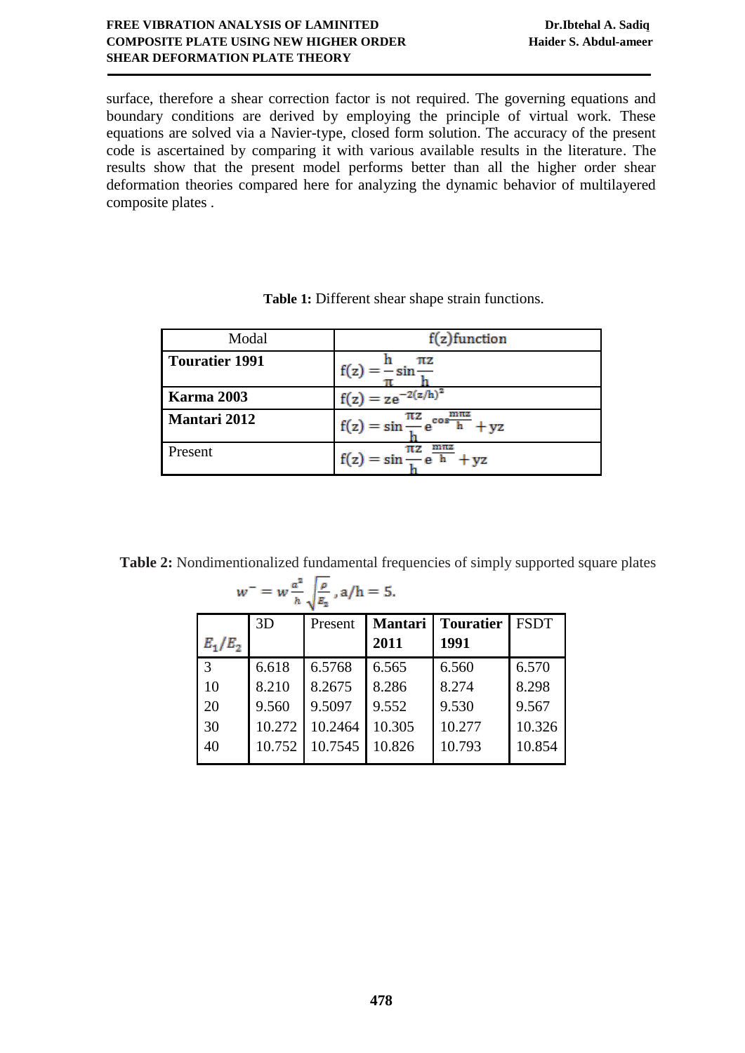surface, therefore a shear correction factor is not required. The governing equations and boundary conditions are derived by employing the principle of virtual work. These equations are solved via a Navier-type, closed form solution. The accuracy of the present code is ascertained by comparing it with various available results in the literature. The results show that the present model performs better than all the higher order shear deformation theories compared here for analyzing the dynamic behavior of multilayered composite plates .

**Table 1:** Different shear shape strain functions.

| Modal | f(z)function |
|---|---|
| **Touratier 1991** | $f(z) = \frac{h}{\pi}\sin\frac{\pi z}{h}$ |
| **Karma 2003** | $f(z) = ze^{-2(z/h)^2}$ |
| **Mantari 2012** | $f(z) = \sin\frac{\pi z}{h}e^{\cos\frac{m\pi z}{h}} + yz$ |
| Present | $f(z) = \sin\frac{\pi z}{h}e^{\frac{m\pi z}{h}} + yz$ |

**Table 2:** Nondimentionalized fundamental frequencies of simply supported square plates $w^{-} = w\frac{a^2}{h}\sqrt{\frac{\rho}{E_2}}$, a/h = 5.

| $E_1/E_2$ | 3D | Present | **Mantari 2011** | **Touratier 1991** | FSDT |
|---|---|---|---|---|---|
| 3 | 6.618 | 6.5768 | 6.565 | 6.560 | 6.570 |
| 10 | 8.210 | 8.2675 | 8.286 | 8.274 | 8.298 |
| 20 | 9.560 | 9.5097 | 9.552 | 9.530 | 9.567 |
| 30 | 10.272 | 10.2464 | 10.305 | 10.277 | 10.326 |
| 40 | 10.752 | 10.7545 | 10.826 | 10.793 | 10.854 |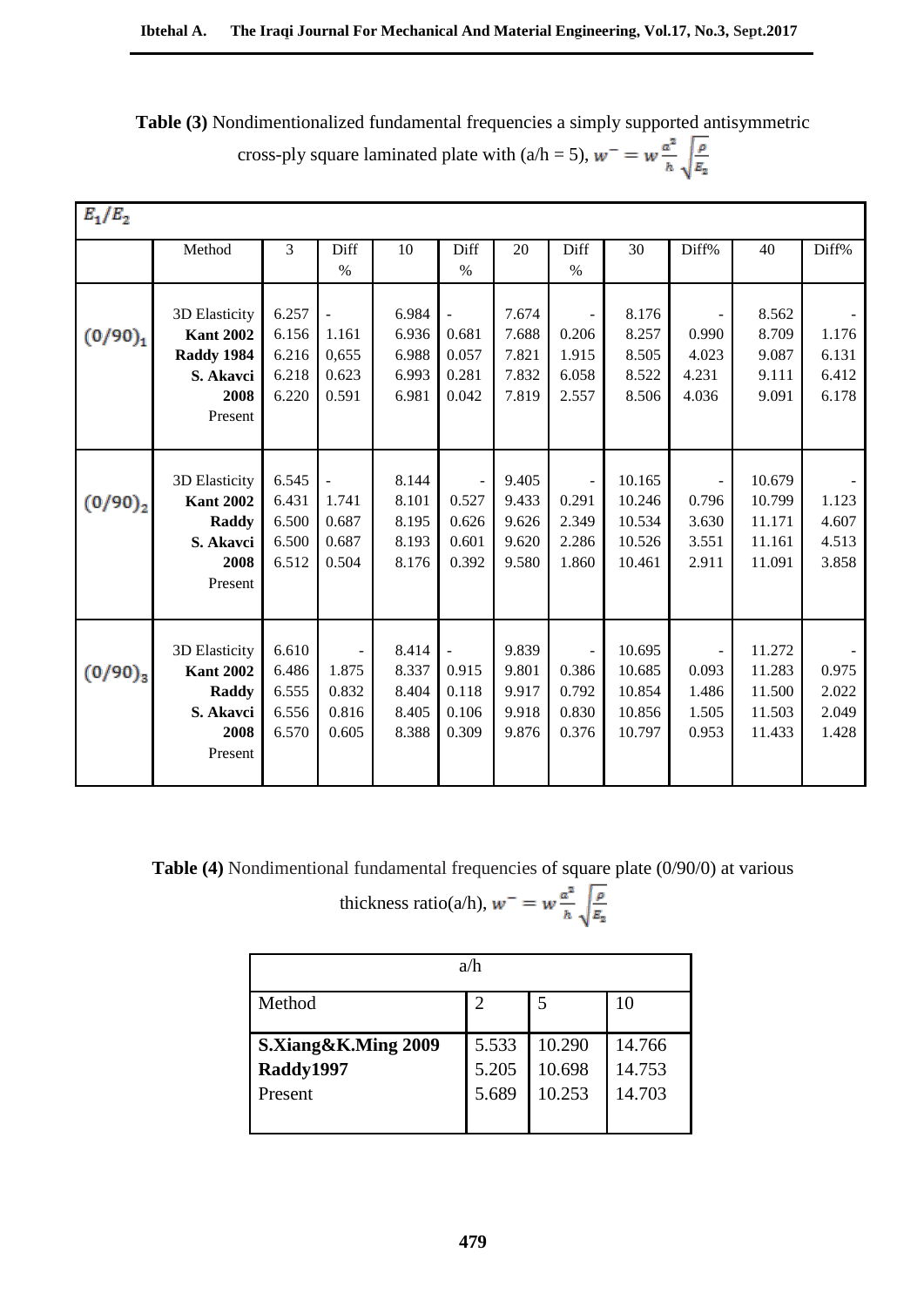**Table (3)** Nondimentionalized fundamental frequencies a simply supported antisymmetric cross-ply square laminated plate with (a/h = 5), $w^{-} = w\frac{a^2}{h}\sqrt{\frac{\rho}{E_2}}$

| $E_1/E_2$ | | | | | | | | | | | |
|---|---|---|---|---|---|---|---|---|---|---|---|
| | Method | 3 | Diff % | 10 | Diff % | 20 | Diff % | 30 | Diff% | 40 | Diff% |
| $(0/90)_1$ | 3D Elasticity | 6.257 | - | 6.984 | - | 7.674 | - | 8.176 | - | 8.562 | - |
| | **Kant 2002** | 6.156 | 1.161 | 6.936 | 0.681 | 7.688 | 0.206 | 8.257 | 0.990 | 8.709 | 1.176 |
| | **Raddy 1984** | 6.216 | 0,655 | 6.988 | 0.057 | 7.821 | 1.915 | 8.505 | 4.023 | 9.087 | 6.131 |
| | **S. Akavci 2008** | 6.218 | 0.623 | 6.993 | 0.281 | 7.832 | 6.058 | 8.522 | 4.231 | 9.111 | 6.412 |
| | Present | 6.220 | 0.591 | 6.981 | 0.042 | 7.819 | 2.557 | 8.506 | 4.036 | 9.091 | 6.178 |
| $(0/90)_2$ | 3D Elasticity | 6.545 | - | 8.144 | - | 9.405 | - | 10.165 | - | 10.679 | - |
| | **Kant 2002** | 6.431 | 1.741 | 8.101 | 0.527 | 9.433 | 0.291 | 10.246 | 0.796 | 10.799 | 1.123 |
| | **Raddy** | 6.500 | 0.687 | 8.195 | 0.626 | 9.626 | 2.349 | 10.534 | 3.630 | 11.171 | 4.607 |
| | **S. Akavci 2008** | 6.500 | 0.687 | 8.193 | 0.601 | 9.620 | 2.286 | 10.526 | 3.551 | 11.161 | 4.513 |
| | Present | 6.512 | 0.504 | 8.176 | 0.392 | 9.580 | 1.860 | 10.461 | 2.911 | 11.091 | 3.858 |
| $(0/90)_3$ | 3D Elasticity | 6.610 | - | 8.414 | - | 9.839 | - | 10.695 | - | 11.272 | - |
| | **Kant 2002** | 6.486 | 1.875 | 8.337 | 0.915 | 9.801 | 0.386 | 10.685 | 0.093 | 11.283 | 0.975 |
| | **Raddy** | 6.555 | 0.832 | 8.404 | 0.118 | 9.917 | 0.792 | 10.854 | 1.486 | 11.500 | 2.022 |
| | **S. Akavci 2008** | 6.556 | 0.816 | 8.405 | 0.106 | 9.918 | 0.830 | 10.856 | 1.505 | 11.503 | 2.049 |
| | Present | 6.570 | 0.605 | 8.388 | 0.309 | 9.876 | 0.376 | 10.797 | 0.953 | 11.433 | 1.428 |

**Table (4)** Nondimentional fundamental frequencies of square plate (0/90/0) at various thickness ratio(a/h), $w^{-} = w\frac{a^2}{h}\sqrt{\frac{\rho}{E_2}}$

| | a/h | | |
|---|---|---|---|
| Method | 2 | 5 | 10 |
| **S.Xiang&K.Ming 2009** | 5.533 | 10.290 | 14.766 |
| **Raddy1997** | 5.205 | 10.698 | 14.753 |
| Present | 5.689 | 10.253 | 14.703 |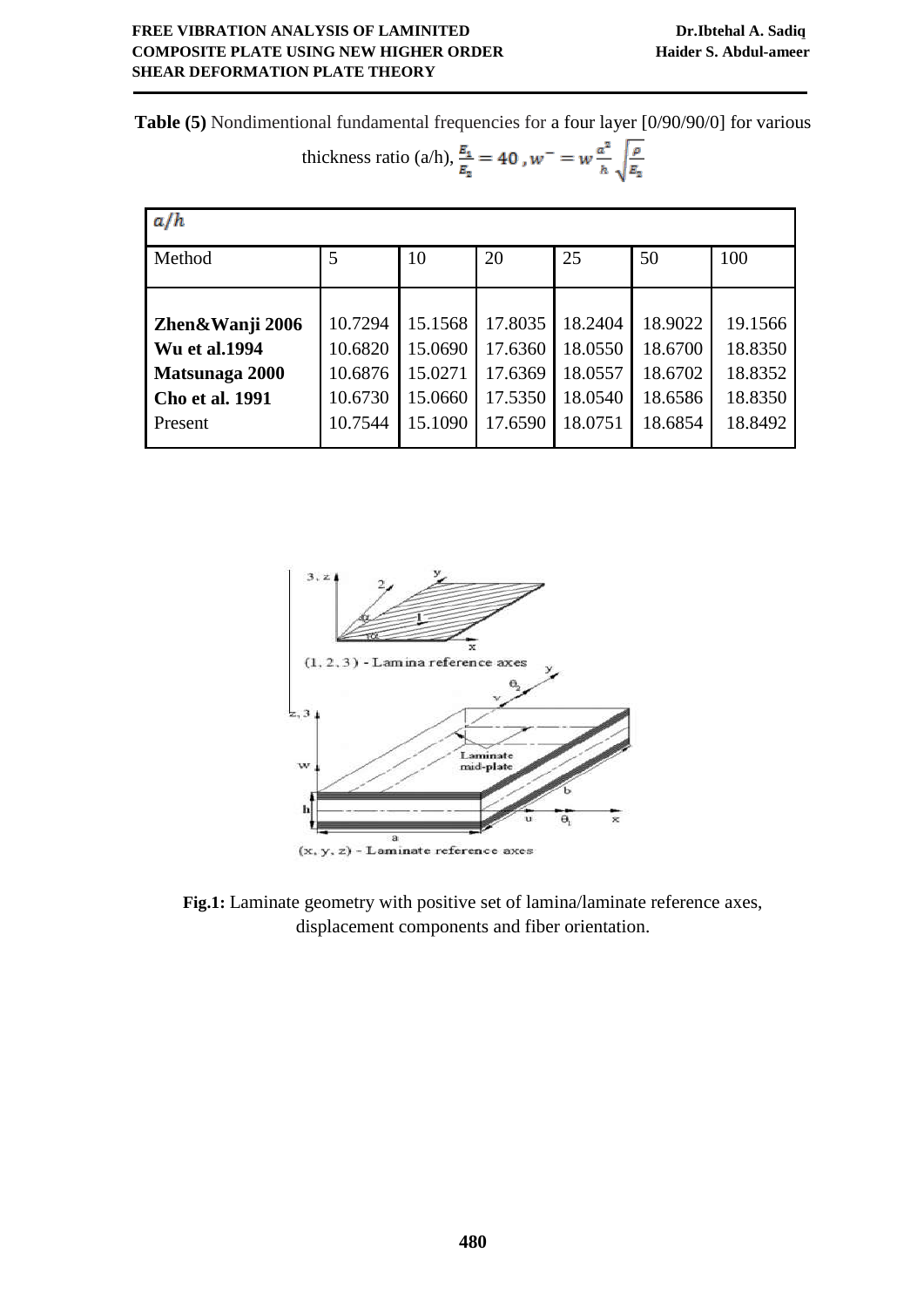**Table (5)** Nondimentional fundamental frequencies for a four layer [0/90/90/0] for various thickness ratio (a/h), $\frac{E_1}{E_2} = 40$ , $w^{-} = w\frac{a^2}{h}\sqrt{\frac{\rho}{E_2}}$

| $a/h$ | | | | | | |
|---|---|---|---|---|---|---|
| Method | 5 | 10 | 20 | 25 | 50 | 100 |
| **Zhen&Wanji 2006** | 10.7294 | 15.1568 | 17.8035 | 18.2404 | 18.9022 | 19.1566 |
| **Wu et al.1994** | 10.6820 | 15.0690 | 17.6360 | 18.0550 | 18.6700 | 18.8350 |
| **Matsunaga 2000** | 10.6876 | 15.0271 | 17.6369 | 18.0557 | 18.6702 | 18.8352 |
| **Cho et al. 1991** | 10.6730 | 15.0660 | 17.5350 | 18.0540 | 18.6586 | 18.8350 |
| Present | 10.7544 | 15.1090 | 17.6590 | 18.0751 | 18.6854 | 18.8492 |

**Fig.1:** Laminate geometry with positive set of lamina/laminate reference axes, displacement components and fiber orientation.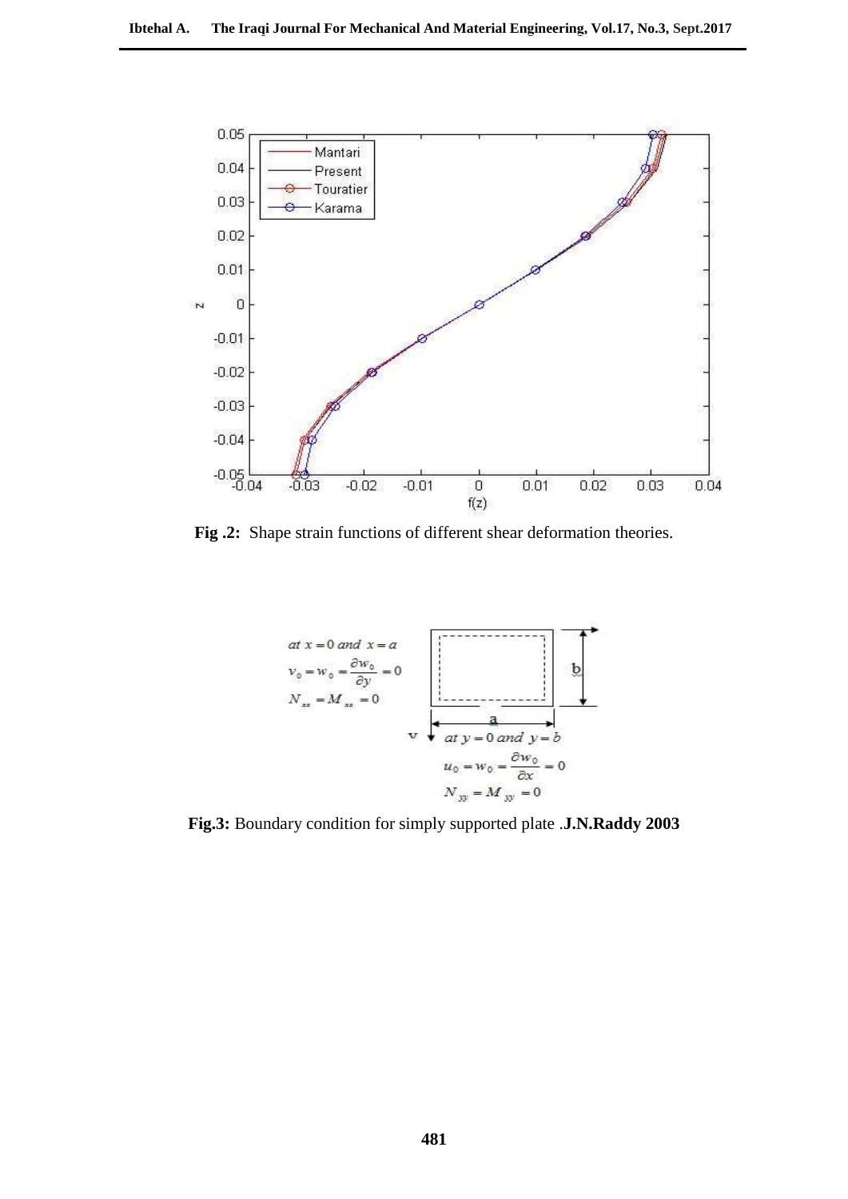**Fig .2:** Shape strain functions of different shear deformation theories.

$at\ x=0\ and\ x=a$

$v_0 = w_0 = \frac{\partial w_0}{\partial y} = 0$

$N_{xx} = M_{xx} = 0$

$at\ y=0\ and\ y=b$

$u_0 = w_0 = \frac{\partial w_0}{\partial x} = 0$

$N_{yy} = M_{yy} = 0$

**Fig.3:** Boundary condition for simply supported plate .**J.N.Raddy 2003**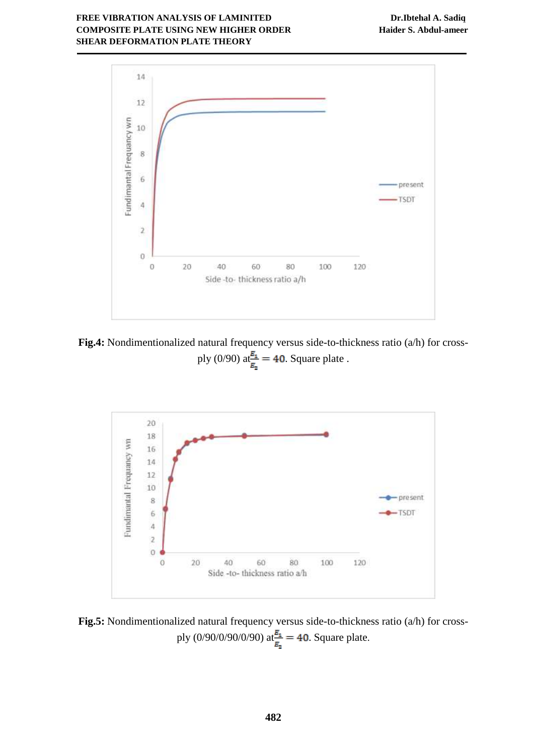**Fig.4:** Nondimentionalized natural frequency versus side-to-thickness ratio (a/h) for cross-ply (0/90) at $\frac{E_1}{E_2} = 40$. Square plate .

**Fig.5:** Nondimentionalized natural frequency versus side-to-thickness ratio (a/h) for cross-ply (0/90/0/90/0/90) at $\frac{E_1}{E_2} = 40$. Square plate.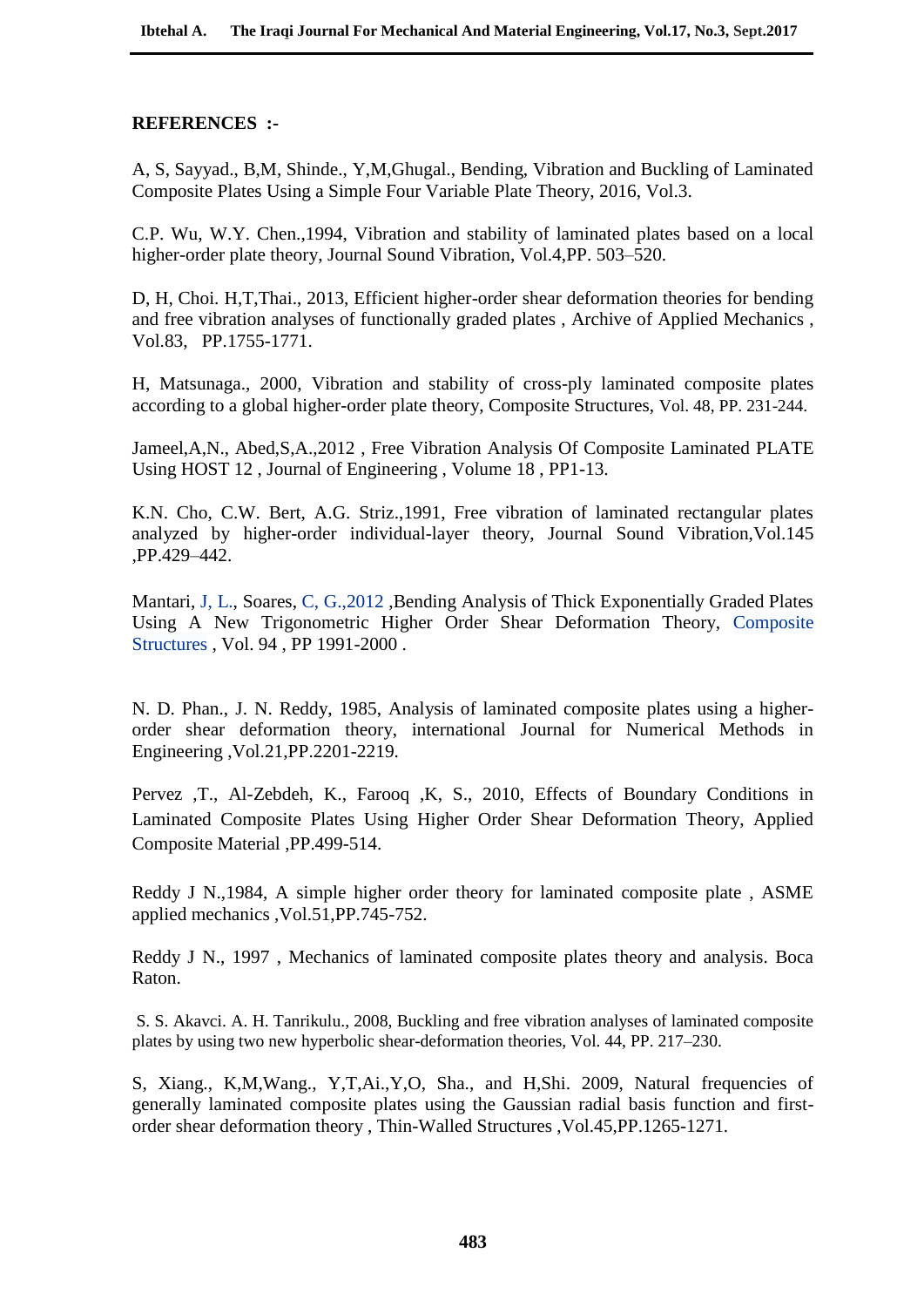**REFERENCES :-**

A, S, Sayyad., B,M, Shinde., Y,M,Ghugal., Bending, Vibration and Buckling of Laminated Composite Plates Using a Simple Four Variable Plate Theory, 2016, Vol.3.

C.P. Wu, W.Y. Chen.,1994, Vibration and stability of laminated plates based on a local higher-order plate theory, Journal Sound Vibration, Vol.4,PP. 503–520.

D, H, Choi. H,T,Thai., 2013, Efficient higher-order shear deformation theories for bending and free vibration analyses of functionally graded plates , Archive of Applied Mechanics , Vol.83, PP.1755-1771.

H, Matsunaga., 2000, Vibration and stability of cross-ply laminated composite plates according to a global higher-order plate theory, Composite Structures, Vol. 48, PP. 231-244.

Jameel,A,N., Abed,S,A.,2012 , Free Vibration Analysis Of Composite Laminated PLATE Using HOST 12 , Journal of Engineering , Volume 18 , PP1-13.

K.N. Cho, C.W. Bert, A.G. Striz.,1991, Free vibration of laminated rectangular plates analyzed by higher-order individual-layer theory, Journal Sound Vibration,Vol.145 ,PP.429–442.

Mantari, J, L., Soares, C, G.,2012 ,Bending Analysis of Thick Exponentially Graded Plates Using A New Trigonometric Higher Order Shear Deformation Theory, Composite Structures , Vol. 94 , PP 1991-2000 .

N. D. Phan., J. N. Reddy, 1985, Analysis of laminated composite plates using a higher-order shear deformation theory, international Journal for Numerical Methods in Engineering ,Vol.21,PP.2201-2219.

Pervez ,T., Al-Zebdeh, K., Farooq ,K, S., 2010, Effects of Boundary Conditions in Laminated Composite Plates Using Higher Order Shear Deformation Theory, Applied Composite Material ,PP.499-514.

Reddy J N.,1984, A simple higher order theory for laminated composite plate , ASME applied mechanics ,Vol.51,PP.745-752.

Reddy J N., 1997 , Mechanics of laminated composite plates theory and analysis. Boca Raton.

S. S. Akavci. A. H. Tanrikulu., 2008, Buckling and free vibration analyses of laminated composite plates by using two new hyperbolic shear-deformation theories, Vol. 44, PP. 217–230.

S, Xiang., K,M,Wang., Y,T,Ai.,Y,O, Sha., and H,Shi. 2009, Natural frequencies of generally laminated composite plates using the Gaussian radial basis function and first-order shear deformation theory , Thin-Walled Structures ,Vol.45,PP.1265-1271.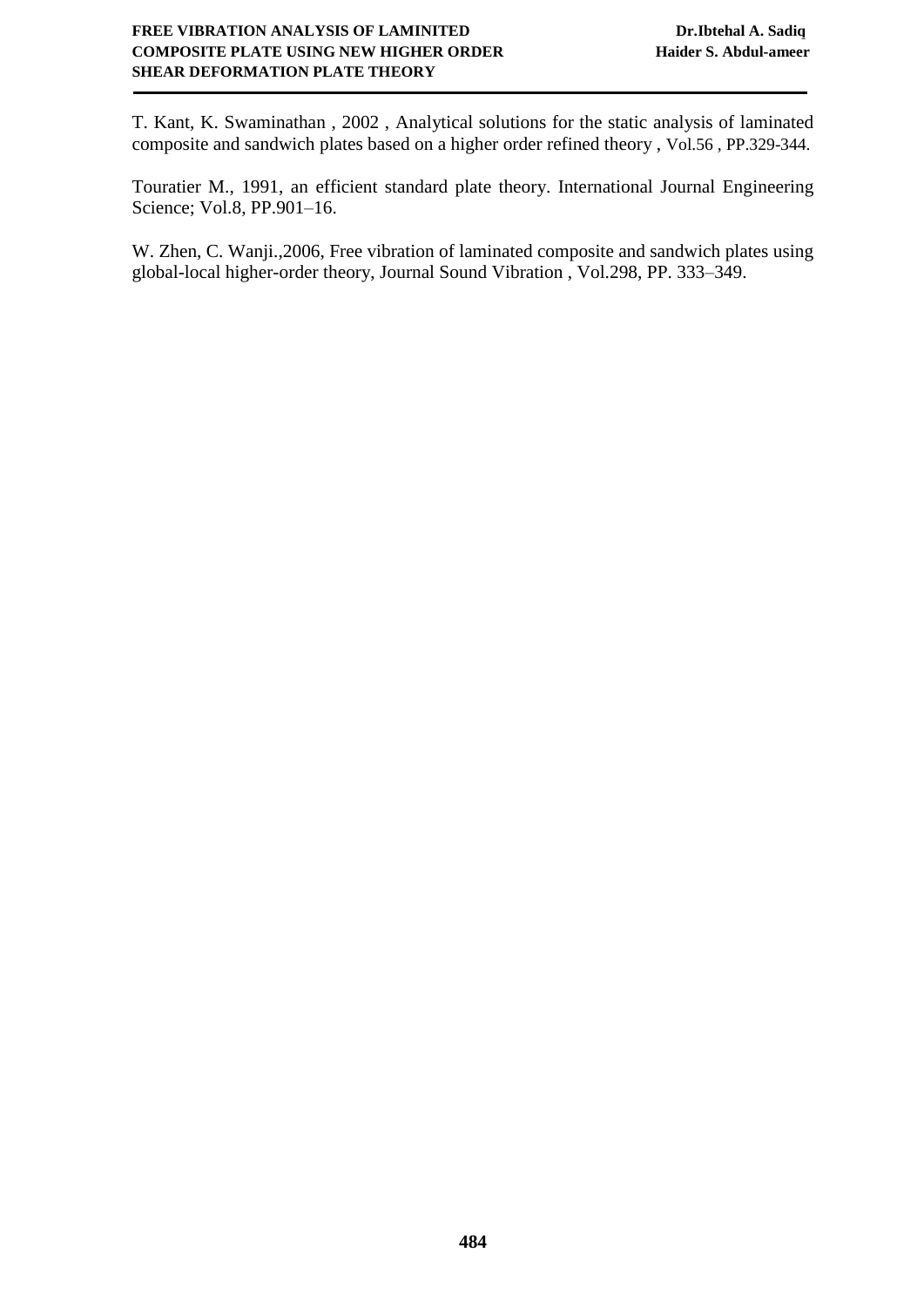T. Kant, K. Swaminathan , 2002 , Analytical solutions for the static analysis of laminated composite and sandwich plates based on a higher order refined theory , Vol.56 , PP.329-344.

Touratier M., 1991, an efficient standard plate theory. International Journal Engineering Science; Vol.8, PP.901–16.

W. Zhen, C. Wanji.,2006, Free vibration of laminated composite and sandwich plates using global-local higher-order theory, Journal Sound Vibration , Vol.298, PP. 333–349.